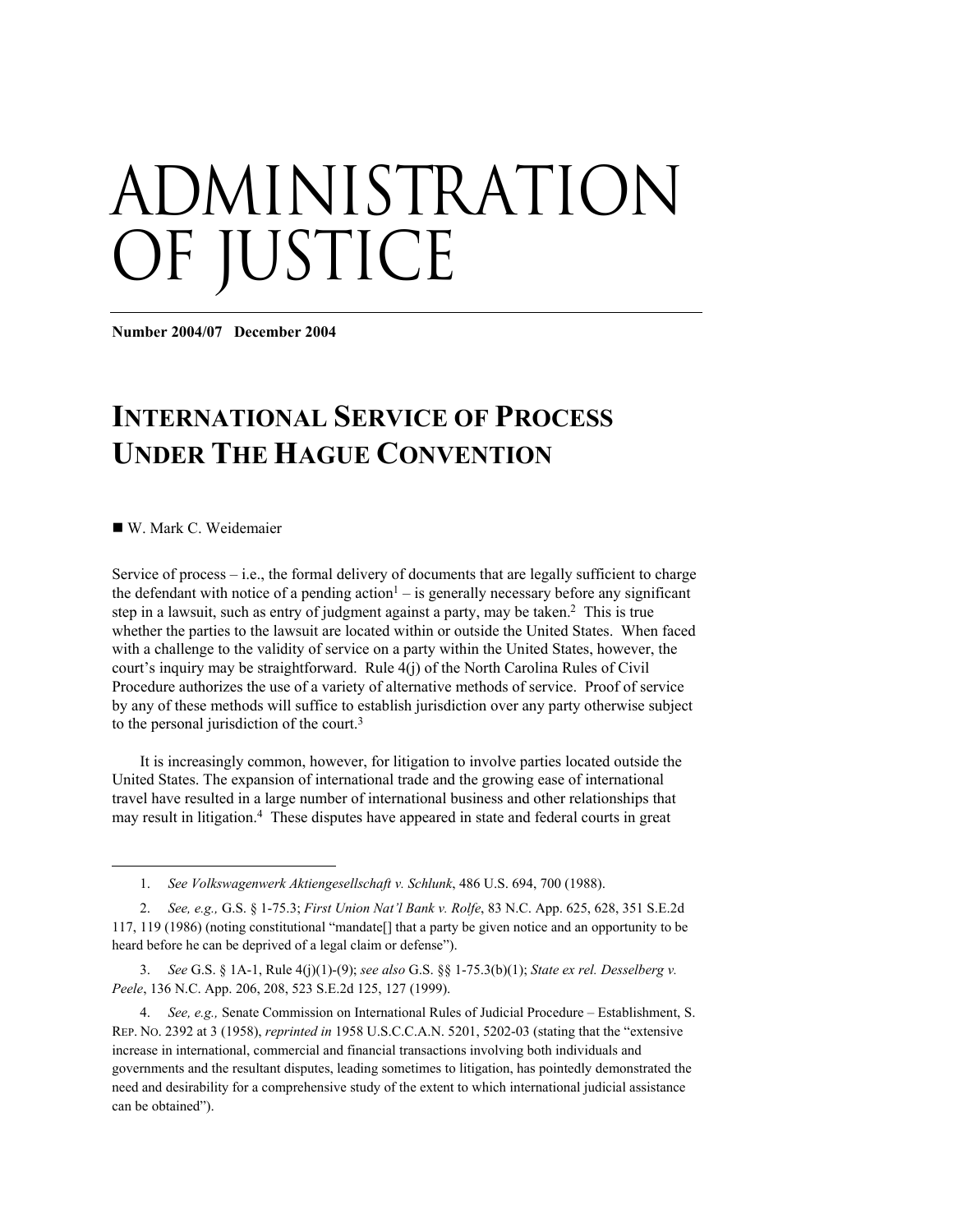# ADMINISTRATION OF JUSTICE

**Number 2004/07 December 2004**

## INTERNATIONAL SERVICE OF PROCESS UNDER THE HAGUE CONVENTION

■ W. Mark C. Weidemaier

Service of process – i.e., the formal delivery of documents that are legally sufficient to charge the defendant with notice of a pending action[1] – is generally necessary before any significant step in a lawsuit, such as entry of judgment against a party, may be taken.[2] This is true whether the parties to the lawsuit are located within or outside the United States. When faced with a challenge to the validity of service on a party within the United States, however, the court's inquiry may be straightforward. Rule 4(j) of the North Carolina Rules of Civil Procedure authorizes the use of a variety of alternative methods of service. Proof of service by any of these methods will suffice to establish jurisdiction over any party otherwise subject to the personal jurisdiction of the court.[3]

It is increasingly common, however, for litigation to involve parties located outside the United States. The expansion of international trade and the growing ease of international travel have resulted in a large number of international business and other relationships that may result in litigation.[4] These disputes have appeared in state and federal courts in great

---

1. *See Volkswagenwerk Aktiengesellschaft v. Schlunk*, 486 U.S. 694, 700 (1988).

2. *See, e.g.,* G.S. § 1-75.3; *First Union Nat'l Bank v. Rolfe*, 83 N.C. App. 625, 628, 351 S.E.2d 117, 119 (1986) (noting constitutional "mandate[] that a party be given notice and an opportunity to be heard before he can be deprived of a legal claim or defense").

3. *See* G.S. § 1A-1, Rule 4(j)(1)-(9); *see also* G.S. §§ 1-75.3(b)(1); *State ex rel. Desselberg v. Peele*, 136 N.C. App. 206, 208, 523 S.E.2d 125, 127 (1999).

4. *See, e.g.,* Senate Commission on International Rules of Judicial Procedure – Establishment, S. REP. NO. 2392 at 3 (1958), *reprinted in* 1958 U.S.C.C.A.N. 5201, 5202-03 (stating that the "extensive increase in international, commercial and financial transactions involving both individuals and governments and the resultant disputes, leading sometimes to litigation, has pointedly demonstrated the need and desirability for a comprehensive study of the extent to which international judicial assistance can be obtained").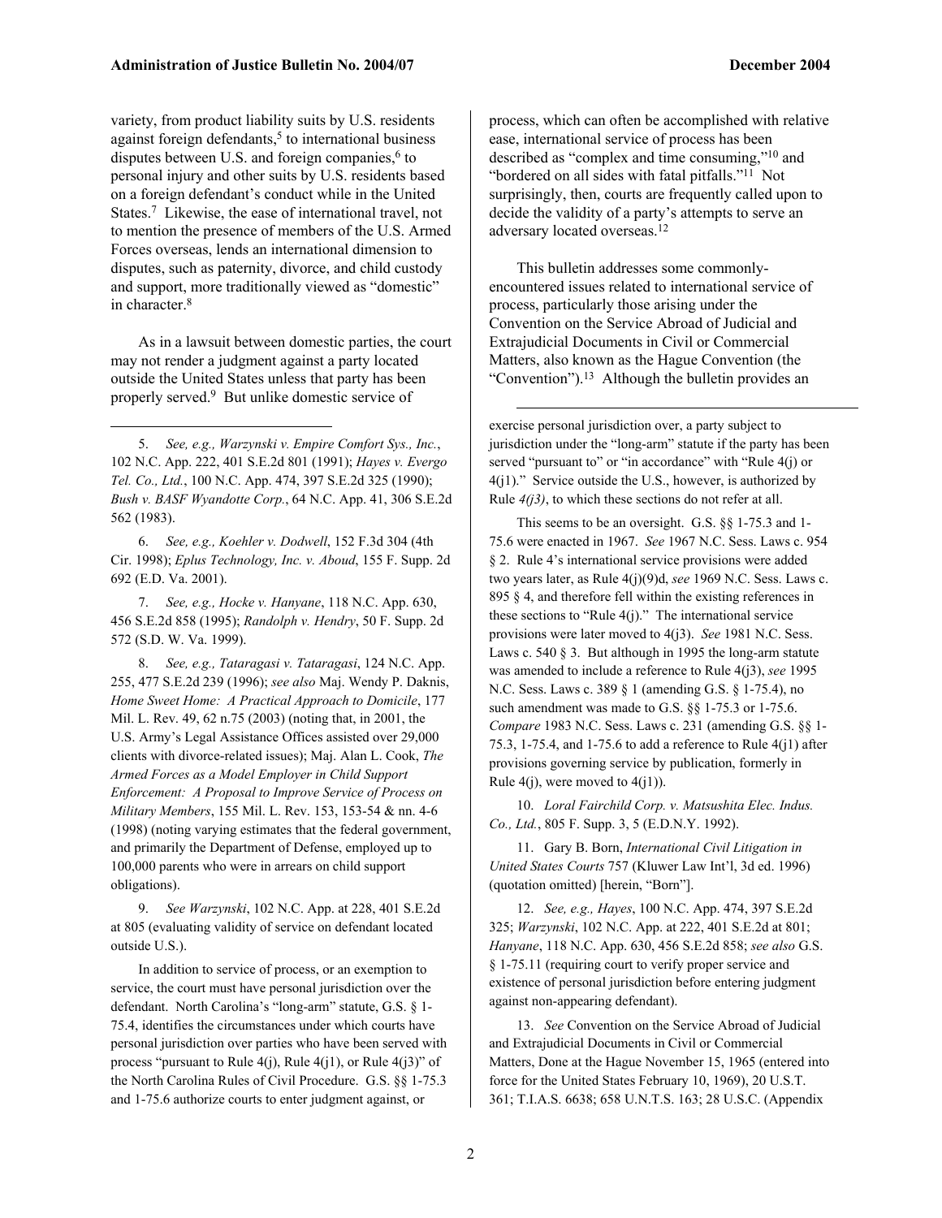variety, from product liability suits by U.S. residents against foreign defendants,[5] to international business disputes between U.S. and foreign companies,[6] to personal injury and other suits by U.S. residents based on a foreign defendant's conduct while in the United States.[7] Likewise, the ease of international travel, not to mention the presence of members of the U.S. Armed Forces overseas, lends an international dimension to disputes, such as paternity, divorce, and child custody and support, more traditionally viewed as "domestic" in character.[8]

As in a lawsuit between domestic parties, the court may not render a judgment against a party located outside the United States unless that party has been properly served.[9] But unlike domestic service of process, which can often be accomplished with relative ease, international service of process has been described as "complex and time consuming,"[10] and "bordered on all sides with fatal pitfalls."[11] Not surprisingly, then, courts are frequently called upon to decide the validity of a party's attempts to serve an adversary located overseas.[12]

This bulletin addresses some commonly-encountered issues related to international service of process, particularly those arising under the Convention on the Service Abroad of Judicial and Extrajudicial Documents in Civil or Commercial Matters, also known as the Hague Convention (the "Convention").[13] Although the bulletin provides an

---

5. *See, e.g., Warzynski v. Empire Comfort Sys., Inc.*, 102 N.C. App. 222, 401 S.E.2d 801 (1991); *Hayes v. Evergo Tel. Co., Ltd.*, 100 N.C. App. 474, 397 S.E.2d 325 (1990); *Bush v. BASF Wyandotte Corp.*, 64 N.C. App. 41, 306 S.E.2d 562 (1983).

6. *See, e.g., Koehler v. Dodwell*, 152 F.3d 304 (4th Cir. 1998); *Eplus Technology, Inc. v. Aboud*, 155 F. Supp. 2d 692 (E.D. Va. 2001).

7. *See, e.g., Hocke v. Hanyane*, 118 N.C. App. 630, 456 S.E.2d 858 (1995); *Randolph v. Hendry*, 50 F. Supp. 2d 572 (S.D. W. Va. 1999).

8. *See, e.g., Tataragasi v. Tataragasi*, 124 N.C. App. 255, 477 S.E.2d 239 (1996); *see also* Maj. Wendy P. Daknis, *Home Sweet Home: A Practical Approach to Domicile*, 177 Mil. L. Rev. 49, 62 n.75 (2003) (noting that, in 2001, the U.S. Army's Legal Assistance Offices assisted over 29,000 clients with divorce-related issues); Maj. Alan L. Cook, *The Armed Forces as a Model Employer in Child Support Enforcement: A Proposal to Improve Service of Process on Military Members*, 155 Mil. L. Rev. 153, 153-54 & nn. 4-6 (1998) (noting varying estimates that the federal government, and primarily the Department of Defense, employed up to 100,000 parents who were in arrears on child support obligations).

9. *See Warzynski*, 102 N.C. App. at 228, 401 S.E.2d at 805 (evaluating validity of service on defendant located outside U.S.).

In addition to service of process, or an exemption to service, the court must have personal jurisdiction over the defendant. North Carolina's "long-arm" statute, G.S. § 1-75.4, identifies the circumstances under which courts have personal jurisdiction over parties who have been served with process "pursuant to Rule 4(j), Rule 4(j1), or Rule 4(j3)" of the North Carolina Rules of Civil Procedure. G.S. §§ 1-75.3 and 1-75.6 authorize courts to enter judgment against, or exercise personal jurisdiction over, a party subject to jurisdiction under the "long-arm" statute if the party has been served "pursuant to" or "in accordance" with "Rule 4(j) or 4(j1)." Service outside the U.S., however, is authorized by Rule *4(j3)*, to which these sections do not refer at all.

This seems to be an oversight. G.S. §§ 1-75.3 and 1-75.6 were enacted in 1967. *See* 1967 N.C. Sess. Laws c. 954 § 2. Rule 4's international service provisions were added two years later, as Rule 4(j)(9)d, *see* 1969 N.C. Sess. Laws c. 895 § 4, and therefore fell within the existing references in these sections to "Rule 4(j)." The international service provisions were later moved to 4(j3). *See* 1981 N.C. Sess. Laws c. 540 § 3. But although in 1995 the long-arm statute was amended to include a reference to Rule 4(j3), *see* 1995 N.C. Sess. Laws c. 389 § 1 (amending G.S. § 1-75.4), no such amendment was made to G.S. §§ 1-75.3 or 1-75.6. *Compare* 1983 N.C. Sess. Laws c. 231 (amending G.S. §§ 1-75.3, 1-75.4, and 1-75.6 to add a reference to Rule 4(j1) after provisions governing service by publication, formerly in Rule 4(j), were moved to 4(j1)).

10. *Loral Fairchild Corp. v. Matsushita Elec. Indus. Co., Ltd.*, 805 F. Supp. 3, 5 (E.D.N.Y. 1992).

11. Gary B. Born, *International Civil Litigation in United States Courts* 757 (Kluwer Law Int'l, 3d ed. 1996) (quotation omitted) [herein, "Born"].

12. *See, e.g., Hayes*, 100 N.C. App. 474, 397 S.E.2d 325; *Warzynski*, 102 N.C. App. at 222, 401 S.E.2d at 801; *Hanyane*, 118 N.C. App. 630, 456 S.E.2d 858; *see also* G.S. § 1-75.11 (requiring court to verify proper service and existence of personal jurisdiction before entering judgment against non-appearing defendant).

13. *See* Convention on the Service Abroad of Judicial and Extrajudicial Documents in Civil or Commercial Matters, Done at the Hague November 15, 1965 (entered into force for the United States February 10, 1969), 20 U.S.T. 361; T.I.A.S. 6638; 658 U.N.T.S. 163; 28 U.S.C. (Appendix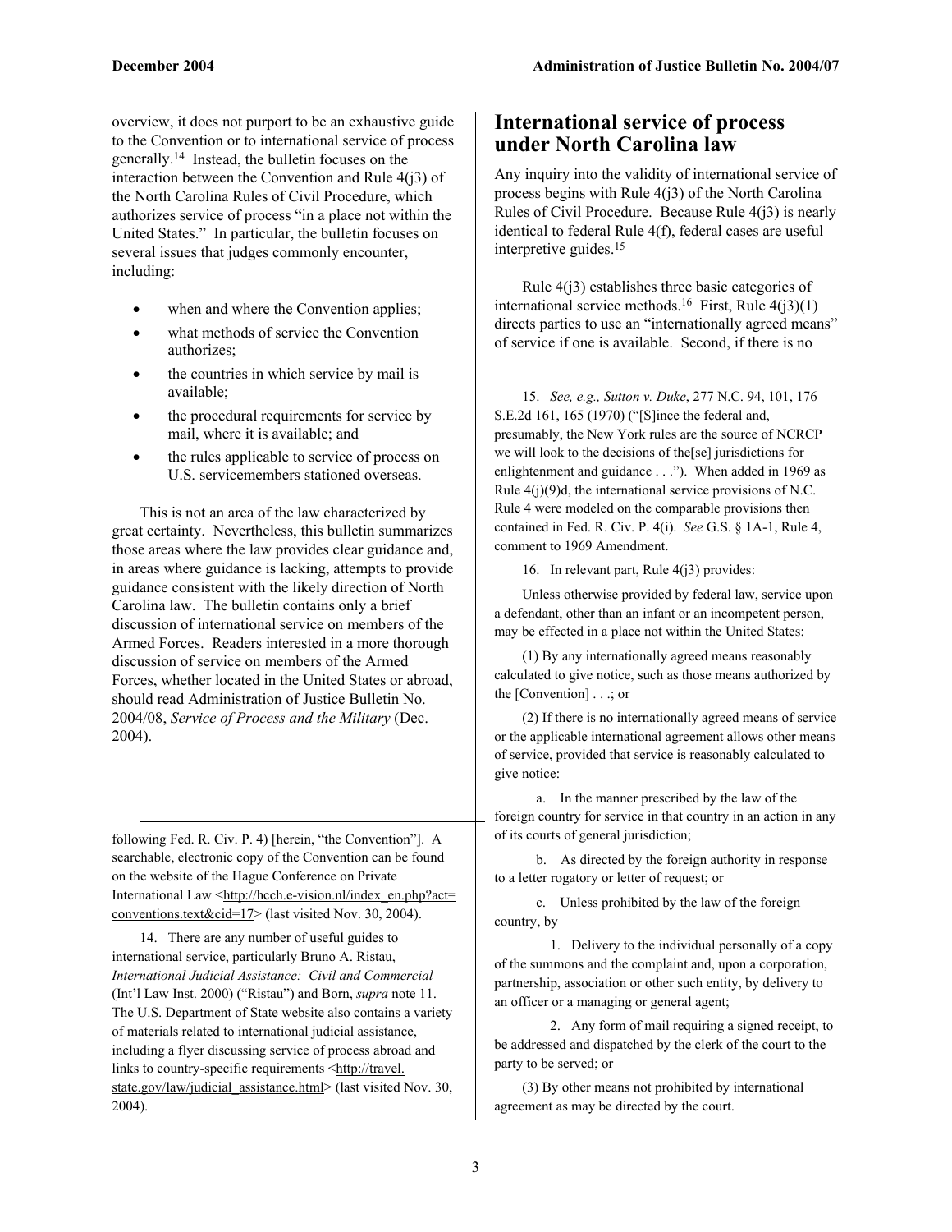overview, it does not purport to be an exhaustive guide to the Convention or to international service of process generally.[14] Instead, the bulletin focuses on the interaction between the Convention and Rule 4(j3) of the North Carolina Rules of Civil Procedure, which authorizes service of process "in a place not within the United States." In particular, the bulletin focuses on several issues that judges commonly encounter, including:

- when and where the Convention applies;
- what methods of service the Convention authorizes;
- the countries in which service by mail is available;
- the procedural requirements for service by mail, where it is available; and
- the rules applicable to service of process on U.S. servicemembers stationed overseas.

This is not an area of the law characterized by great certainty. Nevertheless, this bulletin summarizes those areas where the law provides clear guidance and, in areas where guidance is lacking, attempts to provide guidance consistent with the likely direction of North Carolina law. The bulletin contains only a brief discussion of international service on members of the Armed Forces. Readers interested in a more thorough discussion of service on members of the Armed Forces, whether located in the United States or abroad, should read Administration of Justice Bulletin No. 2004/08, *Service of Process and the Military* (Dec. 2004).

## International service of process under North Carolina law

Any inquiry into the validity of international service of process begins with Rule 4(j3) of the North Carolina Rules of Civil Procedure. Because Rule 4(j3) is nearly identical to federal Rule 4(f), federal cases are useful interpretive guides.[15]

Rule 4(j3) establishes three basic categories of international service methods.[16] First, Rule 4(j3)(1) directs parties to use an "internationally agreed means" of service if one is available. Second, if there is no

---

following Fed. R. Civ. P. 4) [herein, "the Convention"]. A searchable, electronic copy of the Convention can be found on the website of the Hague Conference on Private International Law <http://hcch.e-vision.nl/index_en.php?act=conventions.text&cid=17> (last visited Nov. 30, 2004).

14. There are any number of useful guides to international service, particularly Bruno A. Ristau, *International Judicial Assistance: Civil and Commercial* (Int'l Law Inst. 2000) ("Ristau") and Born, *supra* note 11. The U.S. Department of State website also contains a variety of materials related to international judicial assistance, including a flyer discussing service of process abroad and links to country-specific requirements <http://travel.state.gov/law/judicial_assistance.html> (last visited Nov. 30, 2004).

15. *See, e.g., Sutton v. Duke*, 277 N.C. 94, 101, 176 S.E.2d 161, 165 (1970) ("[S]ince the federal and, presumably, the New York rules are the source of NCRCP we will look to the decisions of the[se] jurisdictions for enlightenment and guidance . . ."). When added in 1969 as Rule 4(j)(9)d, the international service provisions of N.C. Rule 4 were modeled on the comparable provisions then contained in Fed. R. Civ. P. 4(i). *See* G.S. § 1A-1, Rule 4, comment to 1969 Amendment.

16. In relevant part, Rule 4(j3) provides:

Unless otherwise provided by federal law, service upon a defendant, other than an infant or an incompetent person, may be effected in a place not within the United States:

(1) By any internationally agreed means reasonably calculated to give notice, such as those means authorized by the [Convention] . . .; or

(2) If there is no internationally agreed means of service or the applicable international agreement allows other means of service, provided that service is reasonably calculated to give notice:

a. In the manner prescribed by the law of the foreign country for service in that country in an action in any of its courts of general jurisdiction;

b. As directed by the foreign authority in response to a letter rogatory or letter of request; or

c. Unless prohibited by the law of the foreign country, by

1. Delivery to the individual personally of a copy of the summons and the complaint and, upon a corporation, partnership, association or other such entity, by delivery to an officer or a managing or general agent;

2. Any form of mail requiring a signed receipt, to be addressed and dispatched by the clerk of the court to the party to be served; or

(3) By other means not prohibited by international agreement as may be directed by the court.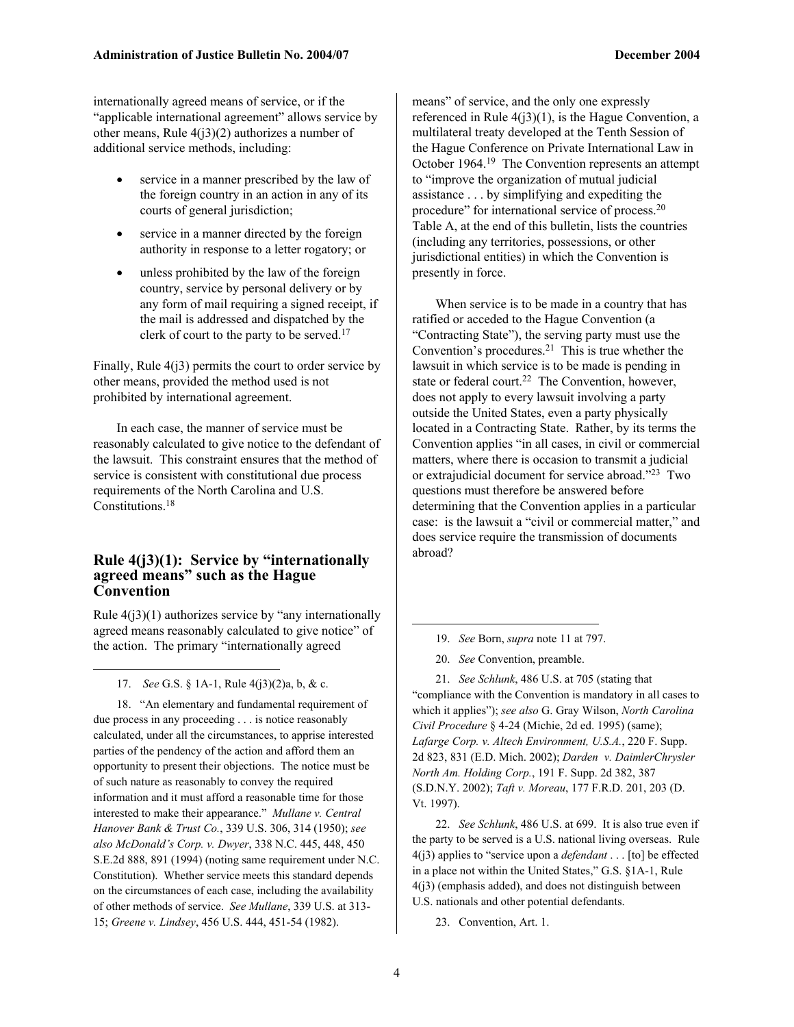internationally agreed means of service, or if the "applicable international agreement" allows service by other means, Rule 4(j3)(2) authorizes a number of additional service methods, including:

- service in a manner prescribed by the law of the foreign country in an action in any of its courts of general jurisdiction;
- service in a manner directed by the foreign authority in response to a letter rogatory; or
- unless prohibited by the law of the foreign country, service by personal delivery or by any form of mail requiring a signed receipt, if the mail is addressed and dispatched by the clerk of court to the party to be served.[17]

Finally, Rule 4(j3) permits the court to order service by other means, provided the method used is not prohibited by international agreement.

In each case, the manner of service must be reasonably calculated to give notice to the defendant of the lawsuit. This constraint ensures that the method of service is consistent with constitutional due process requirements of the North Carolina and U.S. Constitutions.[18]

## Rule 4(j3)(1): Service by "internationally agreed means" such as the Hague Convention

Rule 4(j3)(1) authorizes service by "any internationally agreed means reasonably calculated to give notice" of the action. The primary "internationally agreed means" of service, and the only one expressly referenced in Rule 4(j3)(1), is the Hague Convention, a multilateral treaty developed at the Tenth Session of the Hague Conference on Private International Law in October 1964.[19] The Convention represents an attempt to "improve the organization of mutual judicial assistance . . . by simplifying and expediting the procedure" for international service of process.[20] Table A, at the end of this bulletin, lists the countries (including any territories, possessions, or other jurisdictional entities) in which the Convention is presently in force.

When service is to be made in a country that has ratified or acceded to the Hague Convention (a "Contracting State"), the serving party must use the Convention's procedures.[21] This is true whether the lawsuit in which service is to be made is pending in state or federal court.[22] The Convention, however, does not apply to every lawsuit involving a party outside the United States, even a party physically located in a Contracting State. Rather, by its terms the Convention applies "in all cases, in civil or commercial matters, where there is occasion to transmit a judicial or extrajudicial document for service abroad."[23] Two questions must therefore be answered before determining that the Convention applies in a particular case: is the lawsuit a "civil or commercial matter," and does service require the transmission of documents abroad?

---

17. *See* G.S. § 1A-1, Rule 4(j3)(2)a, b, & c.

18. "An elementary and fundamental requirement of due process in any proceeding . . . is notice reasonably calculated, under all the circumstances, to apprise interested parties of the pendency of the action and afford them an opportunity to present their objections. The notice must be of such nature as reasonably to convey the required information and it must afford a reasonable time for those interested to make their appearance." *Mullane v. Central Hanover Bank & Trust Co.*, 339 U.S. 306, 314 (1950); *see also McDonald's Corp. v. Dwyer*, 338 N.C. 445, 448, 450 S.E.2d 888, 891 (1994) (noting same requirement under N.C. Constitution). Whether service meets this standard depends on the circumstances of each case, including the availability of other methods of service. *See Mullane*, 339 U.S. at 313-15; *Greene v. Lindsey*, 456 U.S. 444, 451-54 (1982).

19. *See* Born, *supra* note 11 at 797.

20. *See* Convention, preamble.

21. *See Schlunk*, 486 U.S. at 705 (stating that "compliance with the Convention is mandatory in all cases to which it applies"); *see also* G. Gray Wilson, *North Carolina Civil Procedure* § 4-24 (Michie, 2d ed. 1995) (same); *Lafarge Corp. v. Altech Environment, U.S.A.*, 220 F. Supp. 2d 823, 831 (E.D. Mich. 2002); *Darden v. DaimlerChrysler North Am. Holding Corp.*, 191 F. Supp. 2d 382, 387 (S.D.N.Y. 2002); *Taft v. Moreau*, 177 F.R.D. 201, 203 (D. Vt. 1997).

22. *See Schlunk*, 486 U.S. at 699. It is also true even if the party to be served is a U.S. national living overseas. Rule 4(j3) applies to "service upon a *defendant* . . . [to] be effected in a place not within the United States," G.S. §1A-1, Rule 4(j3) (emphasis added), and does not distinguish between U.S. nationals and other potential defendants.

23. Convention, Art. 1.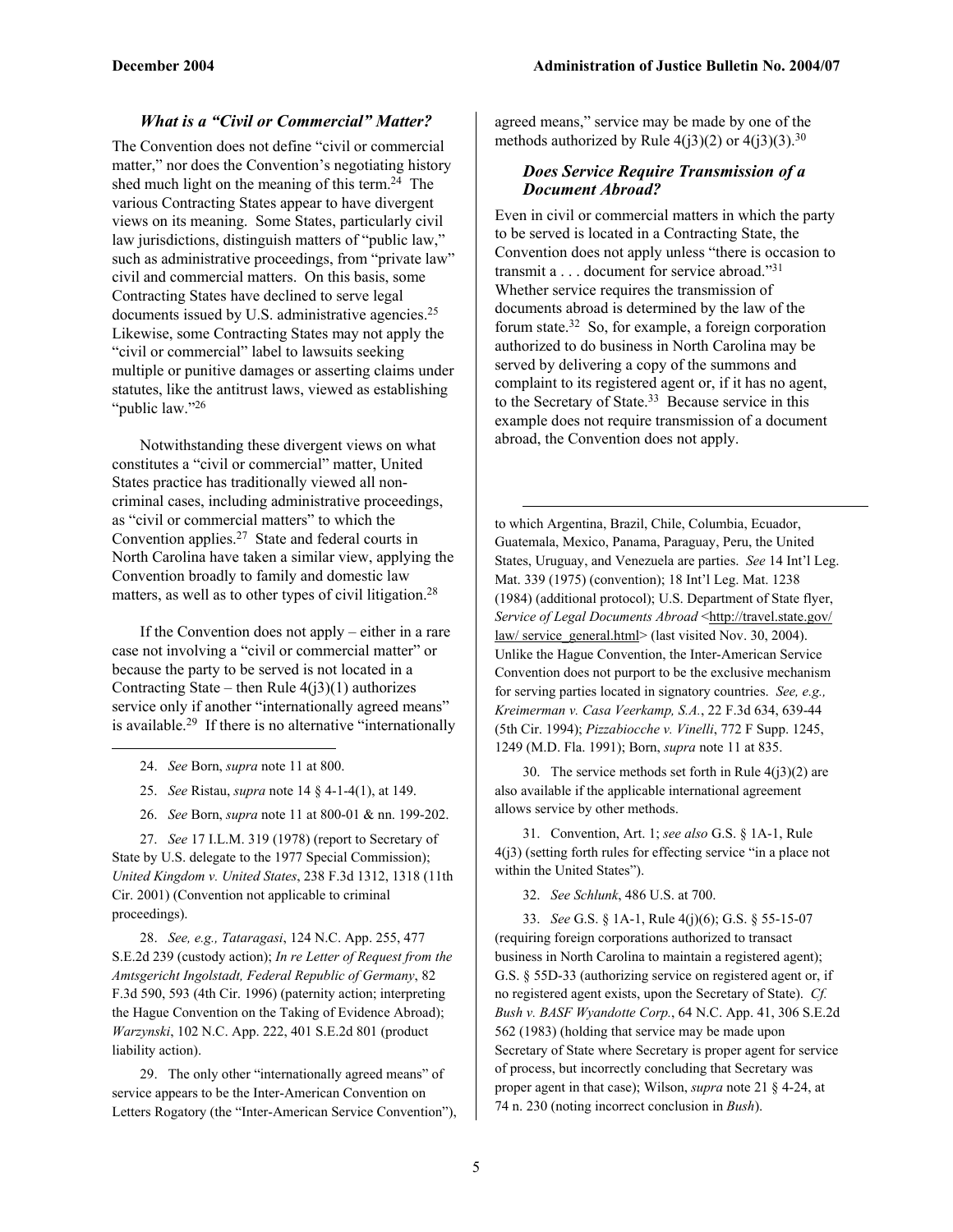### *What is a "Civil or Commercial" Matter?*

The Convention does not define "civil or commercial matter," nor does the Convention's negotiating history shed much light on the meaning of this term.[24] The various Contracting States appear to have divergent views on its meaning. Some States, particularly civil law jurisdictions, distinguish matters of "public law," such as administrative proceedings, from "private law" civil and commercial matters. On this basis, some Contracting States have declined to serve legal documents issued by U.S. administrative agencies.[25] Likewise, some Contracting States may not apply the "civil or commercial" label to lawsuits seeking multiple or punitive damages or asserting claims under statutes, like the antitrust laws, viewed as establishing "public law."[26]

Notwithstanding these divergent views on what constitutes a "civil or commercial" matter, United States practice has traditionally viewed all non-criminal cases, including administrative proceedings, as "civil or commercial matters" to which the Convention applies.[27] State and federal courts in North Carolina have taken a similar view, applying the Convention broadly to family and domestic law matters, as well as to other types of civil litigation.[28]

If the Convention does not apply – either in a rare case not involving a "civil or commercial matter" or because the party to be served is not located in a Contracting State – then Rule 4(j3)(1) authorizes service only if another "internationally agreed means" is available.[29] If there is no alternative "internationally agreed means," service may be made by one of the methods authorized by Rule 4(j3)(2) or 4(j3)(3).[30]

### *Does Service Require Transmission of a Document Abroad?*

Even in civil or commercial matters in which the party to be served is located in a Contracting State, the Convention does not apply unless "there is occasion to transmit a . . . document for service abroad."[31] Whether service requires the transmission of documents abroad is determined by the law of the forum state.[32] So, for example, a foreign corporation authorized to do business in North Carolina may be served by delivering a copy of the summons and complaint to its registered agent or, if it has no agent, to the Secretary of State.[33] Because service in this example does not require transmission of a document abroad, the Convention does not apply.

---

24. *See* Born, *supra* note 11 at 800.

25. *See* Ristau, *supra* note 14 § 4-1-4(1), at 149.

26. *See* Born, *supra* note 11 at 800-01 & nn. 199-202.

27. *See* 17 I.L.M. 319 (1978) (report to Secretary of State by U.S. delegate to the 1977 Special Commission); *United Kingdom v. United States*, 238 F.3d 1312, 1318 (11th Cir. 2001) (Convention not applicable to criminal proceedings).

28. *See, e.g., Tataragasi*, 124 N.C. App. 255, 477 S.E.2d 239 (custody action); *In re Letter of Request from the Amtsgericht Ingolstadt, Federal Republic of Germany*, 82 F.3d 590, 593 (4th Cir. 1996) (paternity action; interpreting the Hague Convention on the Taking of Evidence Abroad); *Warzynski*, 102 N.C. App. 222, 401 S.E.2d 801 (product liability action).

29. The only other "internationally agreed means" of service appears to be the Inter-American Convention on Letters Rogatory (the "Inter-American Service Convention"), to which Argentina, Brazil, Chile, Columbia, Ecuador, Guatemala, Mexico, Panama, Paraguay, Peru, the United States, Uruguay, and Venezuela are parties. *See* 14 Int'l Leg. Mat. 339 (1975) (convention); 18 Int'l Leg. Mat. 1238 (1984) (additional protocol); U.S. Department of State flyer, *Service of Legal Documents Abroad* <http://travel.state.gov/law/ service_general.html> (last visited Nov. 30, 2004). Unlike the Hague Convention, the Inter-American Service Convention does not purport to be the exclusive mechanism for serving parties located in signatory countries. *See, e.g., Kreimerman v. Casa Veerkamp, S.A.*, 22 F.3d 634, 639-44 (5th Cir. 1994); *Pizzabiocche v. Vinelli*, 772 F Supp. 1245, 1249 (M.D. Fla. 1991); Born, *supra* note 11 at 835.

30. The service methods set forth in Rule 4(j3)(2) are also available if the applicable international agreement allows service by other methods.

31. Convention, Art. 1; *see also* G.S. § 1A-1, Rule 4(j3) (setting forth rules for effecting service "in a place not within the United States").

32. *See Schlunk*, 486 U.S. at 700.

33. *See* G.S. § 1A-1, Rule 4(j)(6); G.S. § 55-15-07 (requiring foreign corporations authorized to transact business in North Carolina to maintain a registered agent); G.S. § 55D-33 (authorizing service on registered agent or, if no registered agent exists, upon the Secretary of State). *Cf. Bush v. BASF Wyandotte Corp.*, 64 N.C. App. 41, 306 S.E.2d 562 (1983) (holding that service may be made upon Secretary of State where Secretary is proper agent for service of process, but incorrectly concluding that Secretary was proper agent in that case); Wilson, *supra* note 21 § 4-24, at 74 n. 230 (noting incorrect conclusion in *Bush*).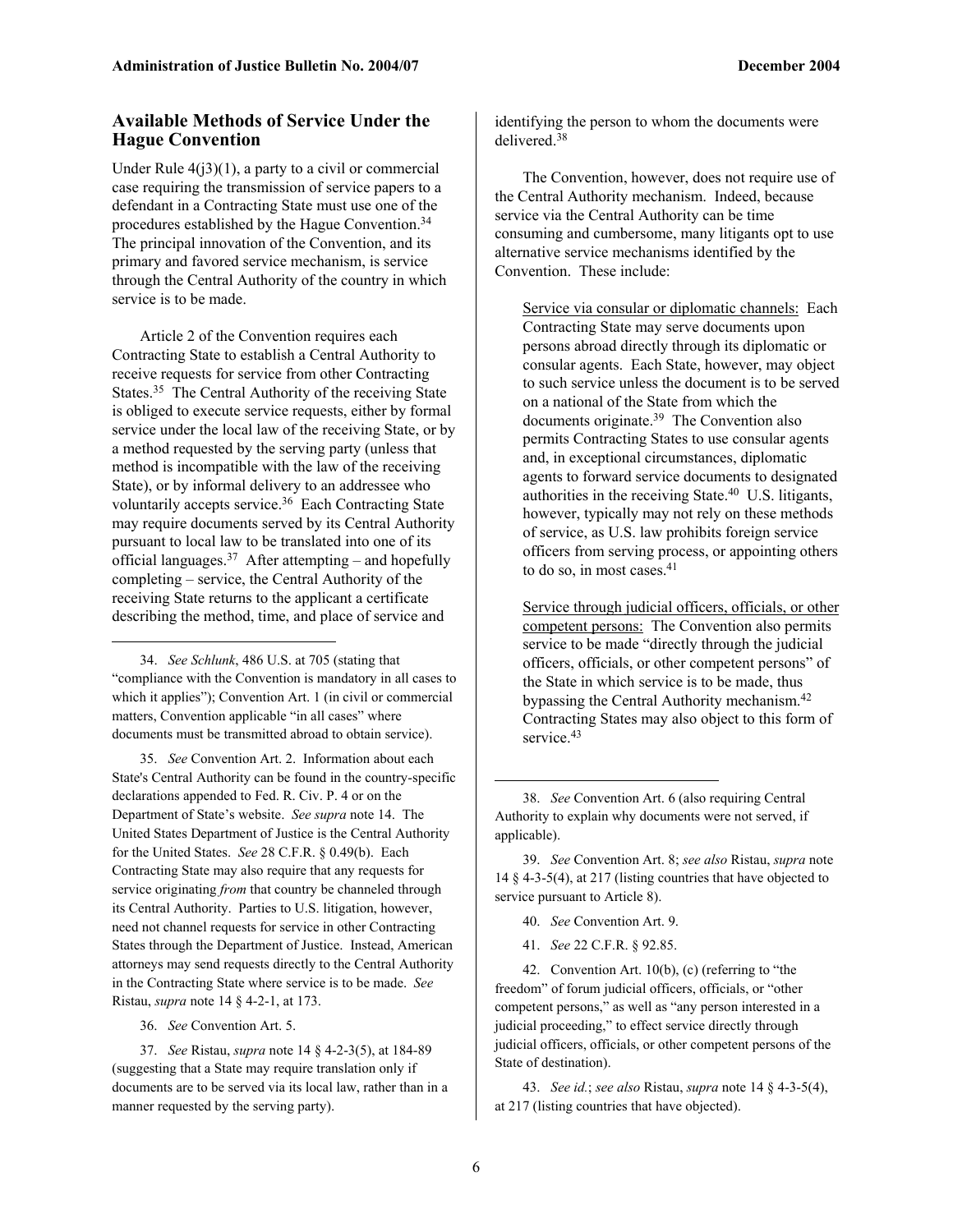## Available Methods of Service Under the Hague Convention

Under Rule 4(j3)(1), a party to a civil or commercial case requiring the transmission of service papers to a defendant in a Contracting State must use one of the procedures established by the Hague Convention.[34] The principal innovation of the Convention, and its primary and favored service mechanism, is service through the Central Authority of the country in which service is to be made.

Article 2 of the Convention requires each Contracting State to establish a Central Authority to receive requests for service from other Contracting States.[35] The Central Authority of the receiving State is obliged to execute service requests, either by formal service under the local law of the receiving State, or by a method requested by the serving party (unless that method is incompatible with the law of the receiving State), or by informal delivery to an addressee who voluntarily accepts service.[36] Each Contracting State may require documents served by its Central Authority pursuant to local law to be translated into one of its official languages.[37] After attempting – and hopefully completing – service, the Central Authority of the receiving State returns to the applicant a certificate describing the method, time, and place of service and identifying the person to whom the documents were delivered.[38]

The Convention, however, does not require use of the Central Authority mechanism. Indeed, because service via the Central Authority can be time consuming and cumbersome, many litigants opt to use alternative service mechanisms identified by the Convention. These include:

> Service via consular or diplomatic channels: Each Contracting State may serve documents upon persons abroad directly through its diplomatic or consular agents. Each State, however, may object to such service unless the document is to be served on a national of the State from which the documents originate.[39] The Convention also permits Contracting States to use consular agents and, in exceptional circumstances, diplomatic agents to forward service documents to designated authorities in the receiving State.[40] U.S. litigants, however, typically may not rely on these methods of service, as U.S. law prohibits foreign service officers from serving process, or appointing others to do so, in most cases.[41]
>
> Service through judicial officers, officials, or other competent persons: The Convention also permits service to be made "directly through the judicial officers, officials, or other competent persons" of the State in which service is to be made, thus bypassing the Central Authority mechanism.[42] Contracting States may also object to this form of service.[43]

---

34. *See Schlunk*, 486 U.S. at 705 (stating that "compliance with the Convention is mandatory in all cases to which it applies"); Convention Art. 1 (in civil or commercial matters, Convention applicable "in all cases" where documents must be transmitted abroad to obtain service).

35. *See* Convention Art. 2. Information about each State's Central Authority can be found in the country-specific declarations appended to Fed. R. Civ. P. 4 or on the Department of State's website. *See supra* note 14. The United States Department of Justice is the Central Authority for the United States. *See* 28 C.F.R. § 0.49(b). Each Contracting State may also require that any requests for service originating *from* that country be channeled through its Central Authority. Parties to U.S. litigation, however, need not channel requests for service in other Contracting States through the Department of Justice. Instead, American attorneys may send requests directly to the Central Authority in the Contracting State where service is to be made. *See* Ristau, *supra* note 14 § 4-2-1, at 173.

36. *See* Convention Art. 5.

37. *See* Ristau, *supra* note 14 § 4-2-3(5), at 184-89 (suggesting that a State may require translation only if documents are to be served via its local law, rather than in a manner requested by the serving party).

38. *See* Convention Art. 6 (also requiring Central Authority to explain why documents were not served, if applicable).

39. *See* Convention Art. 8; *see also* Ristau, *supra* note 14 § 4-3-5(4), at 217 (listing countries that have objected to service pursuant to Article 8).

40. *See* Convention Art. 9.

41. *See* 22 C.F.R. § 92.85.

42. Convention Art. 10(b), (c) (referring to "the freedom" of forum judicial officers, officials, or "other competent persons," as well as "any person interested in a judicial proceeding," to effect service directly through judicial officers, officials, or other competent persons of the State of destination).

43. *See id.*; *see also* Ristau, *supra* note 14 § 4-3-5(4), at 217 (listing countries that have objected).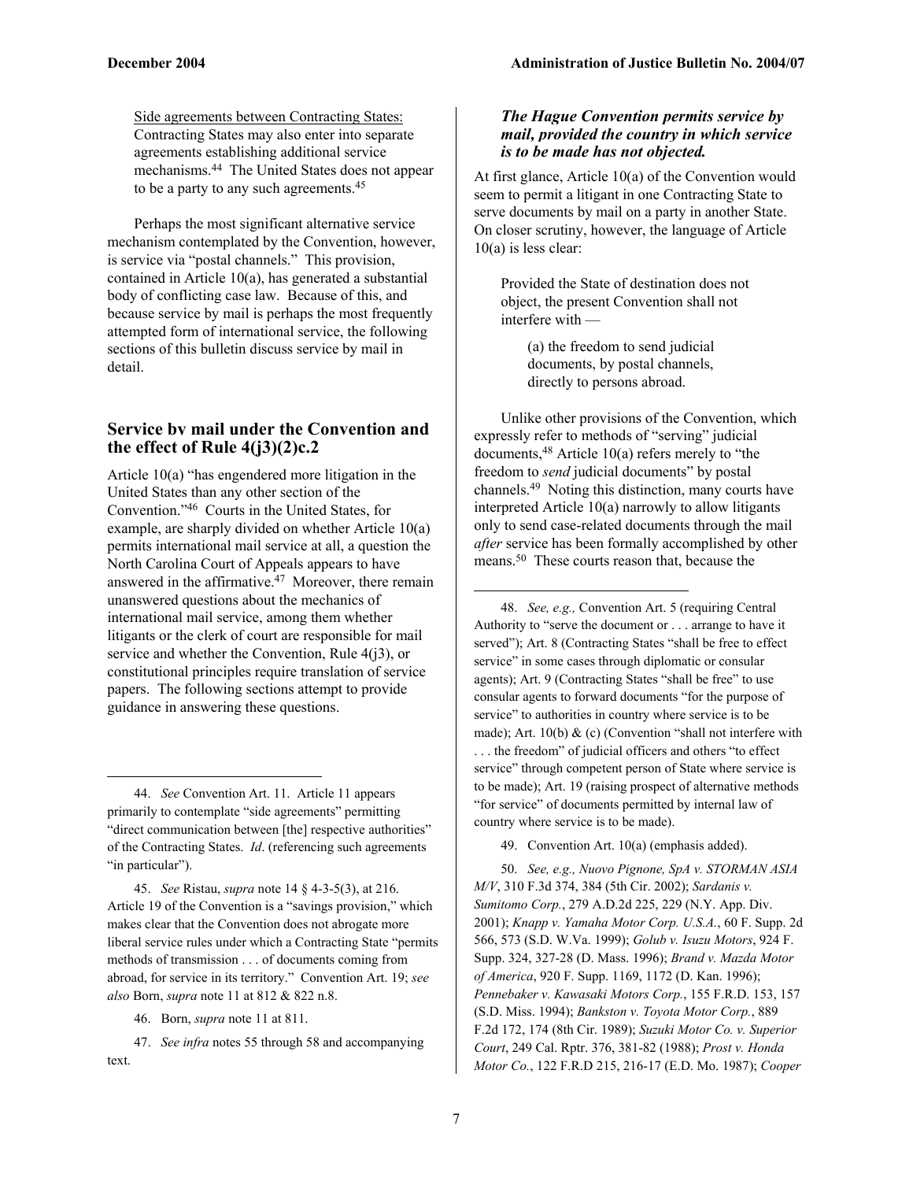Side agreements between Contracting States: Contracting States may also enter into separate agreements establishing additional service mechanisms.[44] The United States does not appear to be a party to any such agreements.[45]

Perhaps the most significant alternative service mechanism contemplated by the Convention, however, is service via "postal channels." This provision, contained in Article 10(a), has generated a substantial body of conflicting case law. Because of this, and because service by mail is perhaps the most frequently attempted form of international service, the following sections of this bulletin discuss service by mail in detail.

## Service by mail under the Convention and the effect of Rule 4(j3)(2)c.2

Article 10(a) "has engendered more litigation in the United States than any other section of the Convention."[46] Courts in the United States, for example, are sharply divided on whether Article 10(a) permits international mail service at all, a question the North Carolina Court of Appeals appears to have answered in the affirmative.[47] Moreover, there remain unanswered questions about the mechanics of international mail service, among them whether litigants or the clerk of court are responsible for mail service and whether the Convention, Rule 4(j3), or constitutional principles require translation of service papers. The following sections attempt to provide guidance in answering these questions.

### *The Hague Convention permits service by mail, provided the country in which service is to be made has not objected.*

At first glance, Article 10(a) of the Convention would seem to permit a litigant in one Contracting State to serve documents by mail on a party in another State. On closer scrutiny, however, the language of Article 10(a) is less clear:

> Provided the State of destination does not object, the present Convention shall not interfere with —
>
> > (a) the freedom to send judicial documents, by postal channels, directly to persons abroad.

Unlike other provisions of the Convention, which expressly refer to methods of "serving" judicial documents,[48] Article 10(a) refers merely to "the freedom to *send* judicial documents" by postal channels.[49] Noting this distinction, many courts have interpreted Article 10(a) narrowly to allow litigants only to send case-related documents through the mail *after* service has been formally accomplished by other means.[50] These courts reason that, because the

---

44. *See* Convention Art. 11. Article 11 appears primarily to contemplate "side agreements" permitting "direct communication between [the] respective authorities" of the Contracting States. *Id*. (referencing such agreements "in particular").

45. *See* Ristau, *supra* note 14 § 4-3-5(3), at 216. Article 19 of the Convention is a "savings provision," which makes clear that the Convention does not abrogate more liberal service rules under which a Contracting State "permits methods of transmission . . . of documents coming from abroad, for service in its territory." Convention Art. 19; *see also* Born, *supra* note 11 at 812 & 822 n.8.

46. Born, *supra* note 11 at 811.

47. *See infra* notes 55 through 58 and accompanying text.

48. *See, e.g.,* Convention Art. 5 (requiring Central Authority to "serve the document or . . . arrange to have it served"); Art. 8 (Contracting States "shall be free to effect service" in some cases through diplomatic or consular agents); Art. 9 (Contracting States "shall be free" to use consular agents to forward documents "for the purpose of service" to authorities in country where service is to be made); Art. 10(b) & (c) (Convention "shall not interfere with . . . the freedom" of judicial officers and others "to effect service" through competent person of State where service is to be made); Art. 19 (raising prospect of alternative methods "for service" of documents permitted by internal law of country where service is to be made).

49. Convention Art. 10(a) (emphasis added).

50. *See, e.g., Nuovo Pignone, SpA v. STORMAN ASIA M/V*, 310 F.3d 374, 384 (5th Cir. 2002); *Sardanis v. Sumitomo Corp.*, 279 A.D.2d 225, 229 (N.Y. App. Div. 2001); *Knapp v. Yamaha Motor Corp. U.S.A.*, 60 F. Supp. 2d 566, 573 (S.D. W.Va. 1999); *Golub v. Isuzu Motors*, 924 F. Supp. 324, 327-28 (D. Mass. 1996); *Brand v. Mazda Motor of America*, 920 F. Supp. 1169, 1172 (D. Kan. 1996); *Pennebaker v. Kawasaki Motors Corp.*, 155 F.R.D. 153, 157 (S.D. Miss. 1994); *Bankston v. Toyota Motor Corp.*, 889 F.2d 172, 174 (8th Cir. 1989); *Suzuki Motor Co. v. Superior Court*, 249 Cal. Rptr. 376, 381-82 (1988); *Prost v. Honda Motor Co.*, 122 F.R.D 215, 216-17 (E.D. Mo. 1987); *Cooper*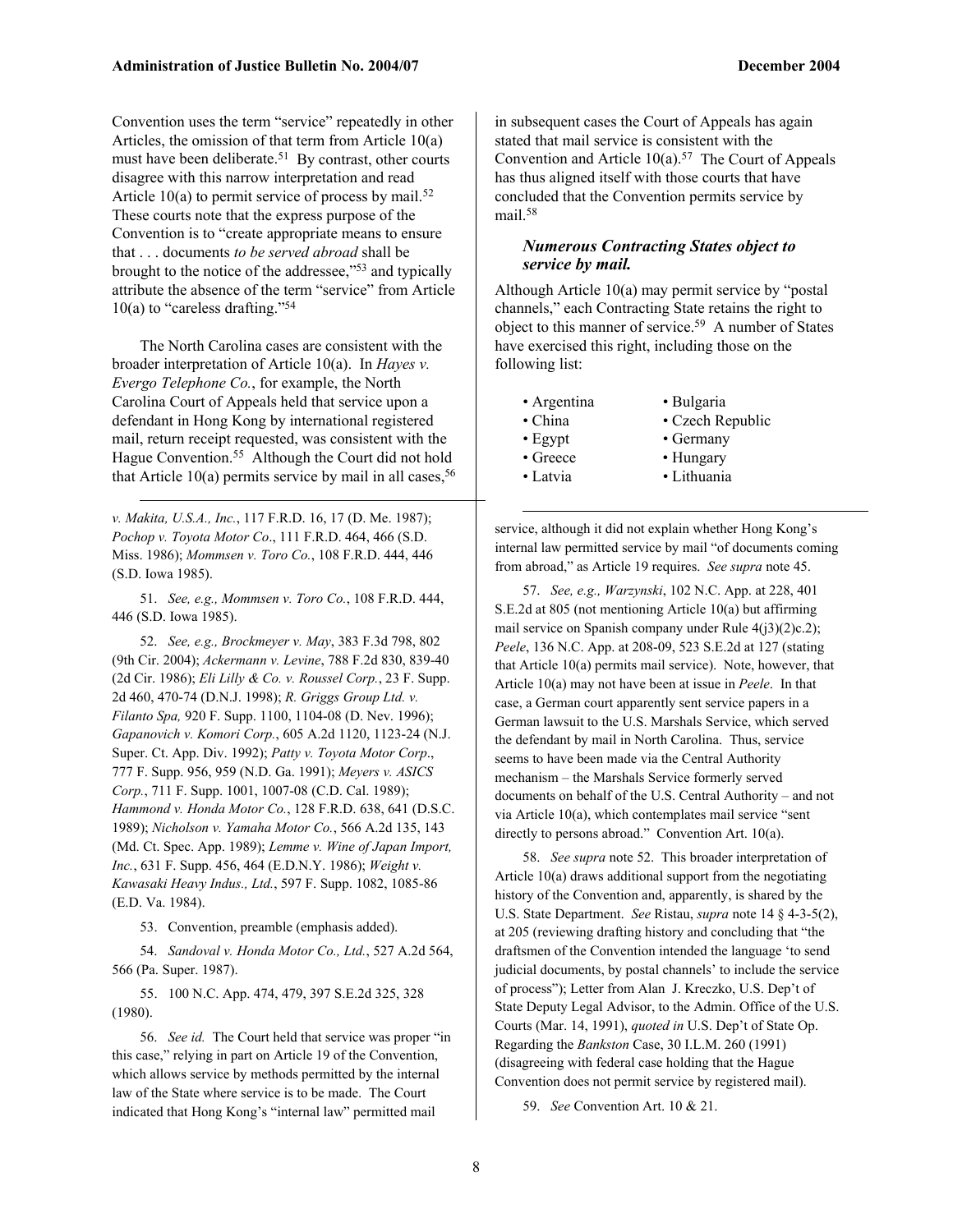Convention uses the term "service" repeatedly in other Articles, the omission of that term from Article 10(a) must have been deliberate.[51] By contrast, other courts disagree with this narrow interpretation and read Article 10(a) to permit service of process by mail.[52] These courts note that the express purpose of the Convention is to "create appropriate means to ensure that . . . documents *to be served abroad* shall be brought to the notice of the addressee,"[53] and typically attribute the absence of the term "service" from Article 10(a) to "careless drafting."[54]

The North Carolina cases are consistent with the broader interpretation of Article 10(a). In *Hayes v. Evergo Telephone Co.*, for example, the North Carolina Court of Appeals held that service upon a defendant in Hong Kong by international registered mail, return receipt requested, was consistent with the Hague Convention.[55] Although the Court did not hold that Article 10(a) permits service by mail in all cases,[56] in subsequent cases the Court of Appeals has again stated that mail service is consistent with the Convention and Article 10(a).[57] The Court of Appeals has thus aligned itself with those courts that have concluded that the Convention permits service by mail.[58]

### *Numerous Contracting States object to service by mail.*

Although Article 10(a) may permit service by "postal channels," each Contracting State retains the right to object to this manner of service.[59] A number of States have exercised this right, including those on the following list:

- Argentina
- Bulgaria
- China
- Czech Republic
- Egypt
- Germany
- Greece
- Hungary
- Latvia
- Lithuania

---

*v. Makita, U.S.A., Inc.*, 117 F.R.D. 16, 17 (D. Me. 1987); *Pochop v. Toyota Motor Co*., 111 F.R.D. 464, 466 (S.D. Miss. 1986); *Mommsen v. Toro Co.*, 108 F.R.D. 444, 446 (S.D. Iowa 1985).

51. *See, e.g., Mommsen v. Toro Co.*, 108 F.R.D. 444, 446 (S.D. Iowa 1985).

52. *See, e.g., Brockmeyer v. May*, 383 F.3d 798, 802 (9th Cir. 2004); *Ackermann v. Levine*, 788 F.2d 830, 839-40 (2d Cir. 1986); *Eli Lilly & Co. v. Roussel Corp.*, 23 F. Supp. 2d 460, 470-74 (D.N.J. 1998); *R. Griggs Group Ltd. v. Filanto Spa,* 920 F. Supp. 1100, 1104-08 (D. Nev. 1996); *Gapanovich v. Komori Corp.*, 605 A.2d 1120, 1123-24 (N.J. Super. Ct. App. Div. 1992); *Patty v. Toyota Motor Corp*., 777 F. Supp. 956, 959 (N.D. Ga. 1991); *Meyers v. ASICS Corp.*, 711 F. Supp. 1001, 1007-08 (C.D. Cal. 1989); *Hammond v. Honda Motor Co.*, 128 F.R.D. 638, 641 (D.S.C. 1989); *Nicholson v. Yamaha Motor Co.*, 566 A.2d 135, 143 (Md. Ct. Spec. App. 1989); *Lemme v. Wine of Japan Import, Inc.*, 631 F. Supp. 456, 464 (E.D.N.Y. 1986); *Weight v. Kawasaki Heavy Indus., Ltd.*, 597 F. Supp. 1082, 1085-86 (E.D. Va. 1984).

53. Convention, preamble (emphasis added).

54. *Sandoval v. Honda Motor Co., Ltd.*, 527 A.2d 564, 566 (Pa. Super. 1987).

55. 100 N.C. App. 474, 479, 397 S.E.2d 325, 328 (1980).

56. *See id.* The Court held that service was proper "in this case," relying in part on Article 19 of the Convention, which allows service by methods permitted by the internal law of the State where service is to be made. The Court indicated that Hong Kong's "internal law" permitted mail service, although it did not explain whether Hong Kong's internal law permitted service by mail "of documents coming from abroad," as Article 19 requires. *See supra* note 45.

57. *See, e.g., Warzynski*, 102 N.C. App. at 228, 401 S.E.2d at 805 (not mentioning Article 10(a) but affirming mail service on Spanish company under Rule 4(j3)(2)c.2); *Peele*, 136 N.C. App. at 208-09, 523 S.E.2d at 127 (stating that Article 10(a) permits mail service). Note, however, that Article 10(a) may not have been at issue in *Peele*. In that case, a German court apparently sent service papers in a German lawsuit to the U.S. Marshals Service, which served the defendant by mail in North Carolina. Thus, service seems to have been made via the Central Authority mechanism – the Marshals Service formerly served documents on behalf of the U.S. Central Authority – and not via Article 10(a), which contemplates mail service "sent directly to persons abroad." Convention Art. 10(a).

58. *See supra* note 52. This broader interpretation of Article 10(a) draws additional support from the negotiating history of the Convention and, apparently, is shared by the U.S. State Department. *See* Ristau, *supra* note 14 § 4-3-5(2), at 205 (reviewing drafting history and concluding that "the draftsmen of the Convention intended the language 'to send judicial documents, by postal channels' to include the service of process"); Letter from Alan J. Kreczko, U.S. Dep't of State Deputy Legal Advisor, to the Admin. Office of the U.S. Courts (Mar. 14, 1991), *quoted in* U.S. Dep't of State Op. Regarding the *Bankston* Case, 30 I.L.M. 260 (1991) (disagreeing with federal case holding that the Hague Convention does not permit service by registered mail).

59. *See* Convention Art. 10 & 21.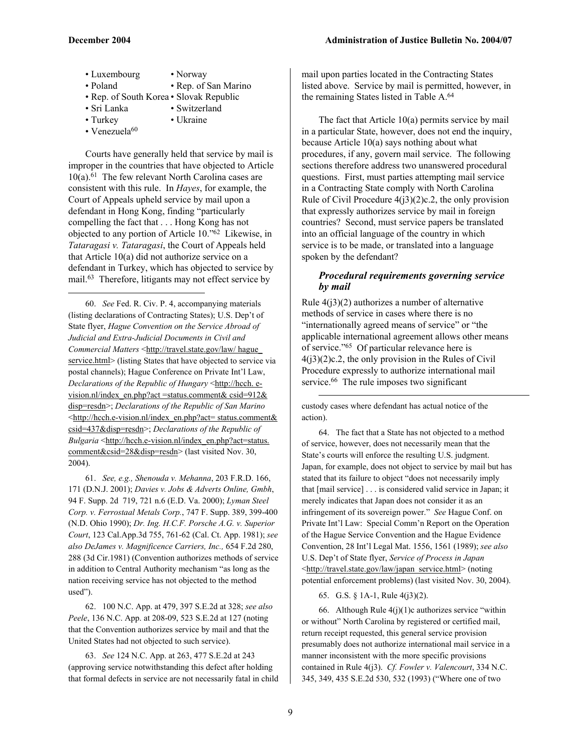- Luxembourg
- Norway
- Poland
- Rep. of San Marino
- Rep. of South Korea
- Slovak Republic
- Sri Lanka
- Switzerland
- Turkey
- Ukraine
- Venezuela[60]

Courts have generally held that service by mail is improper in the countries that have objected to Article 10(a).[61] The few relevant North Carolina cases are consistent with this rule. In *Hayes*, for example, the Court of Appeals upheld service by mail upon a defendant in Hong Kong, finding "particularly compelling the fact that . . . Hong Kong has not objected to any portion of Article 10."[62] Likewise, in *Tataragasi v. Tataragasi*, the Court of Appeals held that Article 10(a) did not authorize service on a defendant in Turkey, which has objected to service by mail.[63] Therefore, litigants may not effect service by mail upon parties located in the Contracting States listed above. Service by mail is permitted, however, in the remaining States listed in Table A.[64]

The fact that Article 10(a) permits service by mail in a particular State, however, does not end the inquiry, because Article 10(a) says nothing about what procedures, if any, govern mail service. The following sections therefore address two unanswered procedural questions. First, must parties attempting mail service in a Contracting State comply with North Carolina Rule of Civil Procedure 4(j3)(2)c.2, the only provision that expressly authorizes service by mail in foreign countries? Second, must service papers be translated into an official language of the country in which service is to be made, or translated into a language spoken by the defendant?

### *Procedural requirements governing service by mail*

Rule 4(j3)(2) authorizes a number of alternative methods of service in cases where there is no "internationally agreed means of service" or "the applicable international agreement allows other means of service."[65] Of particular relevance here is 4(j3)(2)c.2, the only provision in the Rules of Civil Procedure expressly to authorize international mail service.[66] The rule imposes two significant

---

60. *See* Fed. R. Civ. P. 4, accompanying materials (listing declarations of Contracting States); U.S. Dep't of State flyer, *Hague Convention on the Service Abroad of Judicial and Extra-Judicial Documents in Civil and Commercial Matters* <http://travel.state.gov/law/ hague_ service.html> (listing States that have objected to service via postal channels); Hague Conference on Private Int'l Law, *Declarations of the Republic of Hungary* <http://hcch. e-vision.nl/index_en.php?act =status.comment& csid=912& disp=resdn>; *Declarations of the Republic of San Marino* <http://hcch.e-vision.nl/index_en.php?act= status.comment& csid=437&disp=resdn>; *Declarations of the Republic of Bulgaria* <http://hcch.e-vision.nl/index_en.php?act=status. comment&csid=28&disp=resdn> (last visited Nov. 30, 2004).

61. *See, e.g., Shenouda v. Mehanna*, 203 F.R.D. 166, 171 (D.N.J. 2001); *Davies v. Jobs & Adverts Online, Gmbh*, 94 F. Supp. 2d 719, 721 n.6 (E.D. Va. 2000); *Lyman Steel Corp. v. Ferrostaal Metals Corp.*, 747 F. Supp. 389, 399-400 (N.D. Ohio 1990); *Dr. Ing. H.C.F. Porsche A.G. v. Superior Court*, 123 Cal.App.3d 755, 761-62 (Cal. Ct. App. 1981); *see also DeJames v. Magnificence Carriers, Inc.,* 654 F.2d 280, 288 (3d Cir.1981) (Convention authorizes methods of service in addition to Central Authority mechanism "as long as the nation receiving service has not objected to the method used").

62. 100 N.C. App. at 479, 397 S.E.2d at 328; *see also Peele*, 136 N.C. App. at 208-09, 523 S.E.2d at 127 (noting that the Convention authorizes service by mail and that the United States had not objected to such service).

63. *See* 124 N.C. App. at 263, 477 S.E.2d at 243 (approving service notwithstanding this defect after holding that formal defects in service are not necessarily fatal in child custody cases where defendant has actual notice of the action).

64. The fact that a State has not objected to a method of service, however, does not necessarily mean that the State's courts will enforce the resulting U.S. judgment. Japan, for example, does not object to service by mail but has stated that its failure to object "does not necessarily imply that [mail service] . . . is considered valid service in Japan; it merely indicates that Japan does not consider it as an infringement of its sovereign power." *See* Hague Conf. on Private Int'l Law: Special Comm'n Report on the Operation of the Hague Service Convention and the Hague Evidence Convention, 28 Int'l Legal Mat. 1556, 1561 (1989); *see also* U.S. Dep't of State flyer, *Service of Process in Japan* <http://travel.state.gov/law/japan_service.html> (noting potential enforcement problems) (last visited Nov. 30, 2004).

65. G.S. § 1A-1, Rule 4(j3)(2).

66. Although Rule 4(j)(1)c authorizes service "within or without" North Carolina by registered or certified mail, return receipt requested, this general service provision presumably does not authorize international mail service in a manner inconsistent with the more specific provisions contained in Rule 4(j3). *Cf. Fowler v. Valencourt*, 334 N.C. 345, 349, 435 S.E.2d 530, 532 (1993) ("Where one of two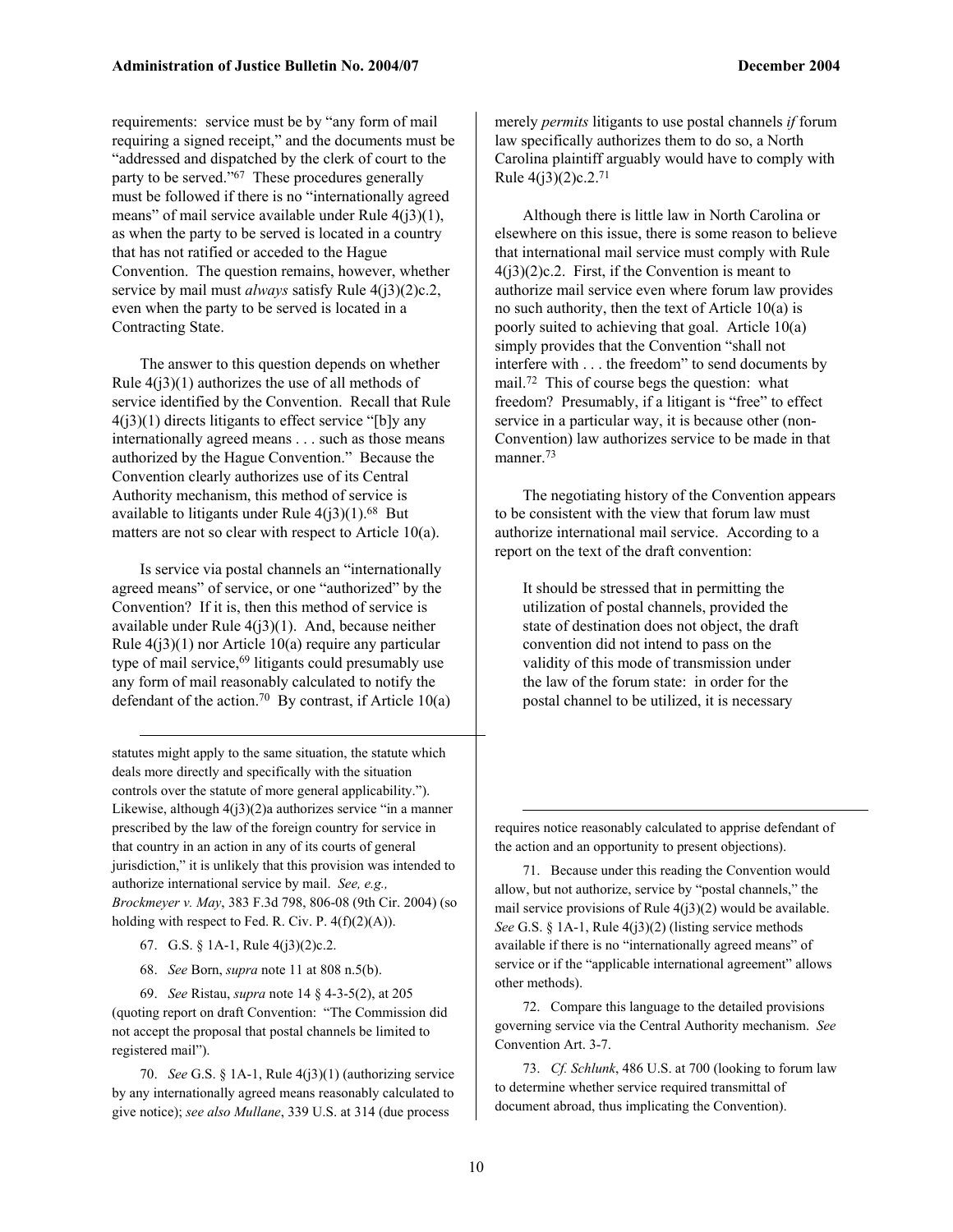requirements: service must be by "any form of mail requiring a signed receipt," and the documents must be "addressed and dispatched by the clerk of court to the party to be served."[67] These procedures generally must be followed if there is no "internationally agreed means" of mail service available under Rule 4(j3)(1), as when the party to be served is located in a country that has not ratified or acceded to the Hague Convention. The question remains, however, whether service by mail must *always* satisfy Rule 4(j3)(2)c.2, even when the party to be served is located in a Contracting State.

The answer to this question depends on whether Rule 4(j3)(1) authorizes the use of all methods of service identified by the Convention. Recall that Rule 4(j3)(1) directs litigants to effect service "[b]y any internationally agreed means . . . such as those means authorized by the Hague Convention." Because the Convention clearly authorizes use of its Central Authority mechanism, this method of service is available to litigants under Rule 4(j3)(1).[68] But matters are not so clear with respect to Article 10(a).

Is service via postal channels an "internationally agreed means" of service, or one "authorized" by the Convention? If it is, then this method of service is available under Rule 4(j3)(1). And, because neither Rule 4(j3)(1) nor Article 10(a) require any particular type of mail service,[69] litigants could presumably use any form of mail reasonably calculated to notify the defendant of the action.[70] By contrast, if Article 10(a) merely *permits* litigants to use postal channels *if* forum law specifically authorizes them to do so, a North Carolina plaintiff arguably would have to comply with Rule 4(j3)(2)c.2.[71]

Although there is little law in North Carolina or elsewhere on this issue, there is some reason to believe that international mail service must comply with Rule 4(j3)(2)c.2. First, if the Convention is meant to authorize mail service even where forum law provides no such authority, then the text of Article 10(a) is poorly suited to achieving that goal. Article 10(a) simply provides that the Convention "shall not interfere with . . . the freedom" to send documents by mail.[72] This of course begs the question: what freedom? Presumably, if a litigant is "free" to effect service in a particular way, it is because other (non-Convention) law authorizes service to be made in that manner.[73]

The negotiating history of the Convention appears to be consistent with the view that forum law must authorize international mail service. According to a report on the text of the draft convention:

> It should be stressed that in permitting the utilization of postal channels, provided the state of destination does not object, the draft convention did not intend to pass on the validity of this mode of transmission under the law of the forum state: in order for the postal channel to be utilized, it is necessary

---

statutes might apply to the same situation, the statute which deals more directly and specifically with the situation controls over the statute of more general applicability."). Likewise, although 4(j3)(2)a authorizes service "in a manner prescribed by the law of the foreign country for service in that country in an action in any of its courts of general jurisdiction," it is unlikely that this provision was intended to authorize international service by mail. *See, e.g., Brockmeyer v. May*, 383 F.3d 798, 806-08 (9th Cir. 2004) (so holding with respect to Fed. R. Civ. P. 4(f)(2)(A)).

67. G.S. § 1A-1, Rule 4(j3)(2)c.2.

68. *See* Born, *supra* note 11 at 808 n.5(b).

69. *See* Ristau, *supra* note 14 § 4-3-5(2), at 205 (quoting report on draft Convention: "The Commission did not accept the proposal that postal channels be limited to registered mail").

70. *See* G.S. § 1A-1, Rule 4(j3)(1) (authorizing service by any internationally agreed means reasonably calculated to give notice); *see also Mullane*, 339 U.S. at 314 (due process requires notice reasonably calculated to apprise defendant of the action and an opportunity to present objections).

71. Because under this reading the Convention would allow, but not authorize, service by "postal channels," the mail service provisions of Rule 4(j3)(2) would be available. *See* G.S. § 1A-1, Rule 4(j3)(2) (listing service methods available if there is no "internationally agreed means" of service or if the "applicable international agreement" allows other methods).

72. Compare this language to the detailed provisions governing service via the Central Authority mechanism. *See* Convention Art. 3-7.

73. *Cf. Schlunk*, 486 U.S. at 700 (looking to forum law to determine whether service required transmittal of document abroad, thus implicating the Convention).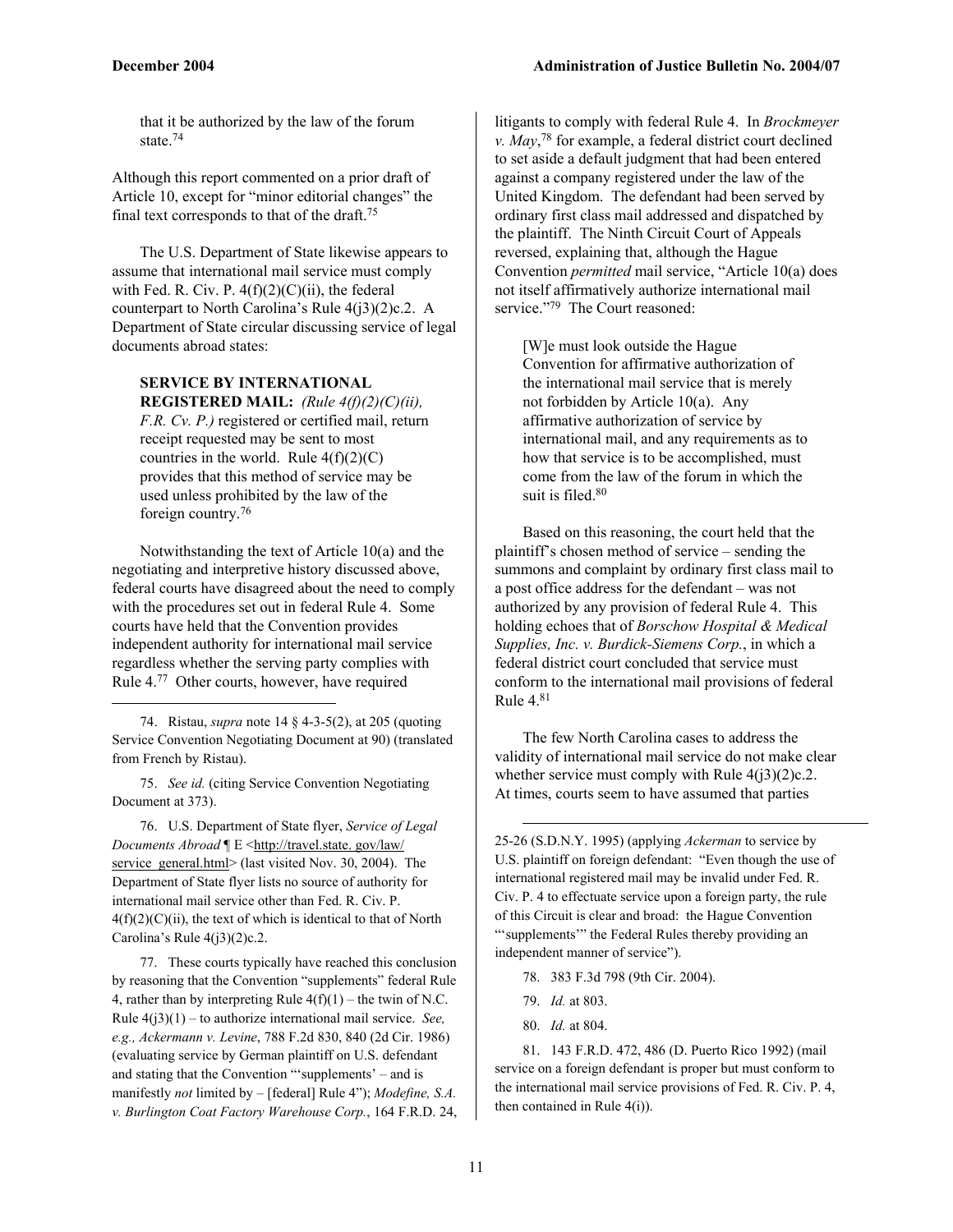that it be authorized by the law of the forum state.[74]

Although this report commented on a prior draft of Article 10, except for "minor editorial changes" the final text corresponds to that of the draft.[75]

The U.S. Department of State likewise appears to assume that international mail service must comply with Fed. R. Civ. P. 4(f)(2)(C)(ii), the federal counterpart to North Carolina's Rule 4(j3)(2)c.2. A Department of State circular discussing service of legal documents abroad states:

> **SERVICE BY INTERNATIONAL REGISTERED MAIL:** *(Rule 4(f)(2)(C)(ii), F.R. Cv. P.)* registered or certified mail, return receipt requested may be sent to most countries in the world. Rule 4(f)(2)(C) provides that this method of service may be used unless prohibited by the law of the foreign country.[76]

Notwithstanding the text of Article 10(a) and the negotiating and interpretive history discussed above, federal courts have disagreed about the need to comply with the procedures set out in federal Rule 4. Some courts have held that the Convention provides independent authority for international mail service regardless whether the serving party complies with Rule 4.[77] Other courts, however, have required litigants to comply with federal Rule 4. In *Brockmeyer v. May*,[78] for example, a federal district court declined to set aside a default judgment that had been entered against a company registered under the law of the United Kingdom. The defendant had been served by ordinary first class mail addressed and dispatched by the plaintiff. The Ninth Circuit Court of Appeals reversed, explaining that, although the Hague Convention *permitted* mail service, "Article 10(a) does not itself affirmatively authorize international mail service."[79] The Court reasoned:

> [W]e must look outside the Hague Convention for affirmative authorization of the international mail service that is merely not forbidden by Article 10(a). Any affirmative authorization of service by international mail, and any requirements as to how that service is to be accomplished, must come from the law of the forum in which the suit is filed.[80]

Based on this reasoning, the court held that the plaintiff's chosen method of service – sending the summons and complaint by ordinary first class mail to a post office address for the defendant – was not authorized by any provision of federal Rule 4. This holding echoes that of *Borschow Hospital & Medical Supplies, Inc. v. Burdick-Siemens Corp.*, in which a federal district court concluded that service must conform to the international mail provisions of federal Rule 4.[81]

The few North Carolina cases to address the validity of international mail service do not make clear whether service must comply with Rule 4(j3)(2)c.2. At times, courts seem to have assumed that parties

---

74. Ristau, *supra* note 14 § 4-3-5(2), at 205 (quoting Service Convention Negotiating Document at 90) (translated from French by Ristau).

75. *See id.* (citing Service Convention Negotiating Document at 373).

76. U.S. Department of State flyer, *Service of Legal Documents Abroad* ¶ E <http://travel.state. gov/law/service_general.html> (last visited Nov. 30, 2004). The Department of State flyer lists no source of authority for international mail service other than Fed. R. Civ. P. 4(f)(2)(C)(ii), the text of which is identical to that of North Carolina's Rule 4(j3)(2)c.2.

77. These courts typically have reached this conclusion by reasoning that the Convention "supplements" federal Rule 4, rather than by interpreting Rule 4(f)(1) – the twin of N.C. Rule 4(j3)(1) – to authorize international mail service. *See, e.g., Ackermann v. Levine*, 788 F.2d 830, 840 (2d Cir. 1986) (evaluating service by German plaintiff on U.S. defendant and stating that the Convention "'supplements' – and is manifestly *not* limited by – [federal] Rule 4"); *Modefine, S.A. v. Burlington Coat Factory Warehouse Corp.*, 164 F.R.D. 24, 25-26 (S.D.N.Y. 1995) (applying *Ackerman* to service by U.S. plaintiff on foreign defendant: "Even though the use of international registered mail may be invalid under Fed. R. Civ. P. 4 to effectuate service upon a foreign party, the rule of this Circuit is clear and broad: the Hague Convention "'supplements'" the Federal Rules thereby providing an independent manner of service").

78. 383 F.3d 798 (9th Cir. 2004).

79. *Id.* at 803.

80. *Id.* at 804.

81. 143 F.R.D. 472, 486 (D. Puerto Rico 1992) (mail service on a foreign defendant is proper but must conform to the international mail service provisions of Fed. R. Civ. P. 4, then contained in Rule 4(i)).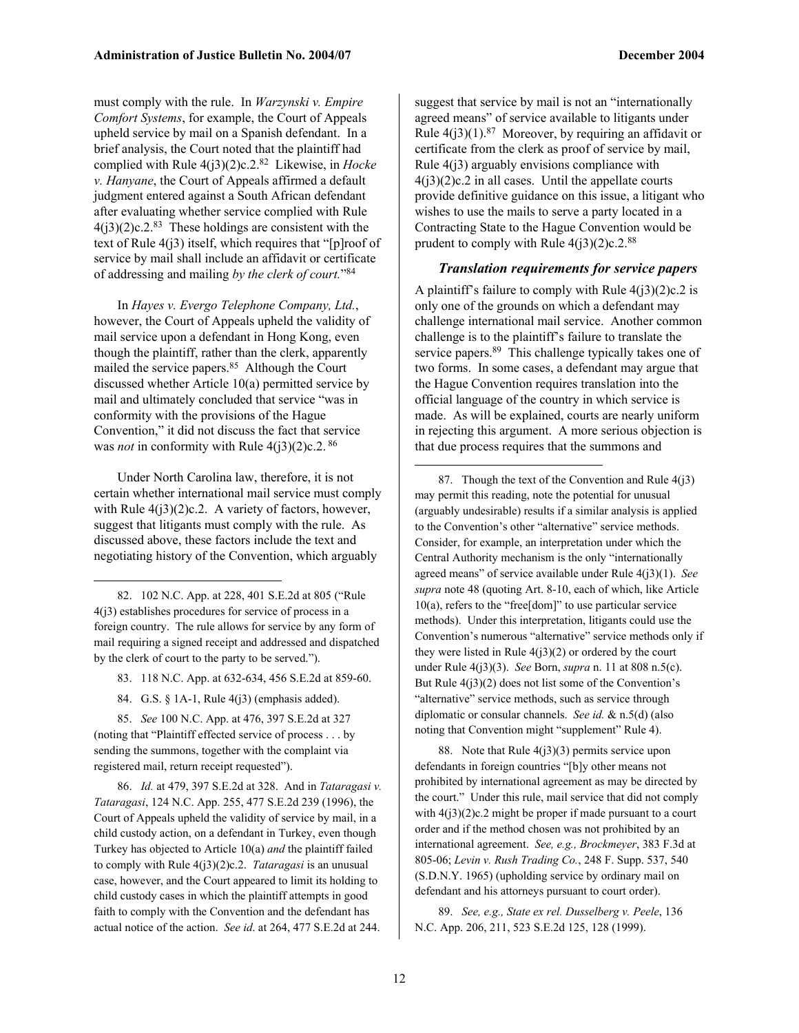must comply with the rule. In *Warzynski v. Empire Comfort Systems*, for example, the Court of Appeals upheld service by mail on a Spanish defendant. In a brief analysis, the Court noted that the plaintiff had complied with Rule 4(j3)(2)c.2.[82] Likewise, in *Hocke v. Hanyane*, the Court of Appeals affirmed a default judgment entered against a South African defendant after evaluating whether service complied with Rule 4(j3)(2)c.2.[83] These holdings are consistent with the text of Rule 4(j3) itself, which requires that "[p]roof of service by mail shall include an affidavit or certificate of addressing and mailing *by the clerk of court.*"[84]

In *Hayes v. Evergo Telephone Company, Ltd.*, however, the Court of Appeals upheld the validity of mail service upon a defendant in Hong Kong, even though the plaintiff, rather than the clerk, apparently mailed the service papers.[85] Although the Court discussed whether Article 10(a) permitted service by mail and ultimately concluded that service "was in conformity with the provisions of the Hague Convention," it did not discuss the fact that service was *not* in conformity with Rule 4(j3)(2)c.2.[86]

Under North Carolina law, therefore, it is not certain whether international mail service must comply with Rule 4(j3)(2)c.2. A variety of factors, however, suggest that litigants must comply with the rule. As discussed above, these factors include the text and negotiating history of the Convention, which arguably suggest that service by mail is not an "internationally agreed means" of service available to litigants under Rule 4(j3)(1).[87] Moreover, by requiring an affidavit or certificate from the clerk as proof of service by mail, Rule 4(j3) arguably envisions compliance with 4(j3)(2)c.2 in all cases. Until the appellate courts provide definitive guidance on this issue, a litigant who wishes to use the mails to serve a party located in a Contracting State to the Hague Convention would be prudent to comply with Rule 4(j3)(2)c.2.[88]

### *Translation requirements for service papers*

A plaintiff's failure to comply with Rule 4(j3)(2)c.2 is only one of the grounds on which a defendant may challenge international mail service. Another common challenge is to the plaintiff's failure to translate the service papers.[89] This challenge typically takes one of two forms. In some cases, a defendant may argue that the Hague Convention requires translation into the official language of the country in which service is made. As will be explained, courts are nearly uniform in rejecting this argument. A more serious objection is that due process requires that the summons and

---

82. 102 N.C. App. at 228, 401 S.E.2d at 805 ("Rule 4(j3) establishes procedures for service of process in a foreign country. The rule allows for service by any form of mail requiring a signed receipt and addressed and dispatched by the clerk of court to the party to be served.").

83. 118 N.C. App. at 632-634, 456 S.E.2d at 859-60.

84. G.S. § 1A-1, Rule 4(j3) (emphasis added).

85. *See* 100 N.C. App. at 476, 397 S.E.2d at 327 (noting that "Plaintiff effected service of process . . . by sending the summons, together with the complaint via registered mail, return receipt requested").

86. *Id.* at 479, 397 S.E.2d at 328. And in *Tataragasi v. Tataragasi*, 124 N.C. App. 255, 477 S.E.2d 239 (1996), the Court of Appeals upheld the validity of service by mail, in a child custody action, on a defendant in Turkey, even though Turkey has objected to Article 10(a) *and* the plaintiff failed to comply with Rule 4(j3)(2)c.2. *Tataragasi* is an unusual case, however, and the Court appeared to limit its holding to child custody cases in which the plaintiff attempts in good faith to comply with the Convention and the defendant has actual notice of the action. *See id*. at 264, 477 S.E.2d at 244.

87. Though the text of the Convention and Rule 4(j3) may permit this reading, note the potential for unusual (arguably undesirable) results if a similar analysis is applied to the Convention's other "alternative" service methods. Consider, for example, an interpretation under which the Central Authority mechanism is the only "internationally agreed means" of service available under Rule 4(j3)(1). *See supra* note 48 (quoting Art. 8-10, each of which, like Article 10(a), refers to the "free[dom]" to use particular service methods). Under this interpretation, litigants could use the Convention's numerous "alternative" service methods only if they were listed in Rule 4(j3)(2) or ordered by the court under Rule 4(j3)(3). *See* Born, *supra* n. 11 at 808 n.5(c). But Rule 4(j3)(2) does not list some of the Convention's "alternative" service methods, such as service through diplomatic or consular channels. *See id.* & n.5(d) (also noting that Convention might "supplement" Rule 4).

88. Note that Rule 4(j3)(3) permits service upon defendants in foreign countries "[b]y other means not prohibited by international agreement as may be directed by the court." Under this rule, mail service that did not comply with 4(j3)(2)c.2 might be proper if made pursuant to a court order and if the method chosen was not prohibited by an international agreement. *See, e.g., Brockmeyer*, 383 F.3d at 805-06; *Levin v. Rush Trading Co.*, 248 F. Supp. 537, 540 (S.D.N.Y. 1965) (upholding service by ordinary mail on defendant and his attorneys pursuant to court order).

89. *See, e.g., State ex rel. Dusselberg v. Peele*, 136 N.C. App. 206, 211, 523 S.E.2d 125, 128 (1999).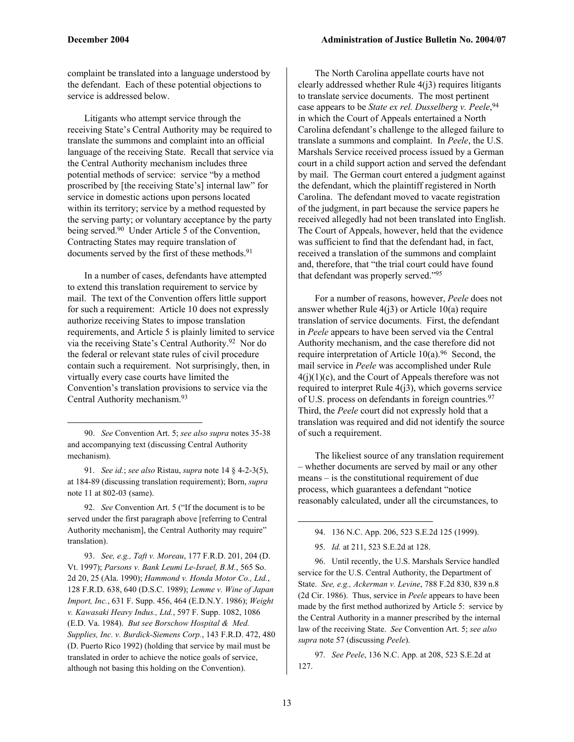complaint be translated into a language understood by the defendant. Each of these potential objections to service is addressed below.

Litigants who attempt service through the receiving State's Central Authority may be required to translate the summons and complaint into an official language of the receiving State. Recall that service via the Central Authority mechanism includes three potential methods of service: service "by a method proscribed by [the receiving State's] internal law" for service in domestic actions upon persons located within its territory; service by a method requested by the serving party; or voluntary acceptance by the party being served.[90] Under Article 5 of the Convention, Contracting States may require translation of documents served by the first of these methods.[91]

In a number of cases, defendants have attempted to extend this translation requirement to service by mail. The text of the Convention offers little support for such a requirement: Article 10 does not expressly authorize receiving States to impose translation requirements, and Article 5 is plainly limited to service via the receiving State's Central Authority.[92] Nor do the federal or relevant state rules of civil procedure contain such a requirement. Not surprisingly, then, in virtually every case courts have limited the Convention's translation provisions to service via the Central Authority mechanism.[93]

The North Carolina appellate courts have not clearly addressed whether Rule 4(j3) requires litigants to translate service documents. The most pertinent case appears to be *State ex rel. Dusselberg v. Peele*,[94] in which the Court of Appeals entertained a North Carolina defendant's challenge to the alleged failure to translate a summons and complaint. In *Peele*, the U.S. Marshals Service received process issued by a German court in a child support action and served the defendant by mail. The German court entered a judgment against the defendant, which the plaintiff registered in North Carolina. The defendant moved to vacate registration of the judgment, in part because the service papers he received allegedly had not been translated into English. The Court of Appeals, however, held that the evidence was sufficient to find that the defendant had, in fact, received a translation of the summons and complaint and, therefore, that "the trial court could have found that defendant was properly served."[95]

For a number of reasons, however, *Peele* does not answer whether Rule 4(j3) or Article 10(a) require translation of service documents. First, the defendant in *Peele* appears to have been served via the Central Authority mechanism, and the case therefore did not require interpretation of Article 10(a).[96] Second, the mail service in *Peele* was accomplished under Rule 4(j)(1)(c), and the Court of Appeals therefore was not required to interpret Rule 4(j3), which governs service of U.S. process on defendants in foreign countries.[97] Third, the *Peele* court did not expressly hold that a translation was required and did not identify the source of such a requirement.

The likeliest source of any translation requirement – whether documents are served by mail or any other means – is the constitutional requirement of due process, which guarantees a defendant "notice reasonably calculated, under all the circumstances, to

---

90. *See* Convention Art. 5; *see also supra* notes 35-38 and accompanying text (discussing Central Authority mechanism).

91. *See id.*; *see also* Ristau, *supra* note 14 § 4-2-3(5), at 184-89 (discussing translation requirement); Born, *supra* note 11 at 802-03 (same).

92. *See* Convention Art. 5 ("If the document is to be served under the first paragraph above [referring to Central Authority mechanism], the Central Authority may require" translation).

93. *See, e.g., Taft v. Moreau*, 177 F.R.D. 201, 204 (D. Vt. 1997); *Parsons v. Bank Leumi Le-Israel, B.M.*, 565 So. 2d 20, 25 (Ala. 1990); *Hammond v. Honda Motor Co., Ltd.*, 128 F.R.D. 638, 640 (D.S.C. 1989); *Lemme v. Wine of Japan Import, Inc.*, 631 F. Supp. 456, 464 (E.D.N.Y. 1986); *Weight v. Kawasaki Heavy Indus., Ltd.*, 597 F. Supp. 1082, 1086 (E.D. Va. 1984). *But see Borschow Hospital & Med. Supplies, Inc. v. Burdick-Siemens Corp.*, 143 F.R.D. 472, 480 (D. Puerto Rico 1992) (holding that service by mail must be translated in order to achieve the notice goals of service, although not basing this holding on the Convention).

94. 136 N.C. App. 206, 523 S.E.2d 125 (1999).

95. *Id.* at 211, 523 S.E.2d at 128.

96. Until recently, the U.S. Marshals Service handled service for the U.S. Central Authority, the Department of State. *See, e.g., Ackerman v. Levine*, 788 F.2d 830, 839 n.8 (2d Cir. 1986). Thus, service in *Peele* appears to have been made by the first method authorized by Article 5: service by the Central Authority in a manner prescribed by the internal law of the receiving State. *See* Convention Art. 5; *see also supra* note 57 (discussing *Peele*).

97. *See Peele*, 136 N.C. App. at 208, 523 S.E.2d at 127.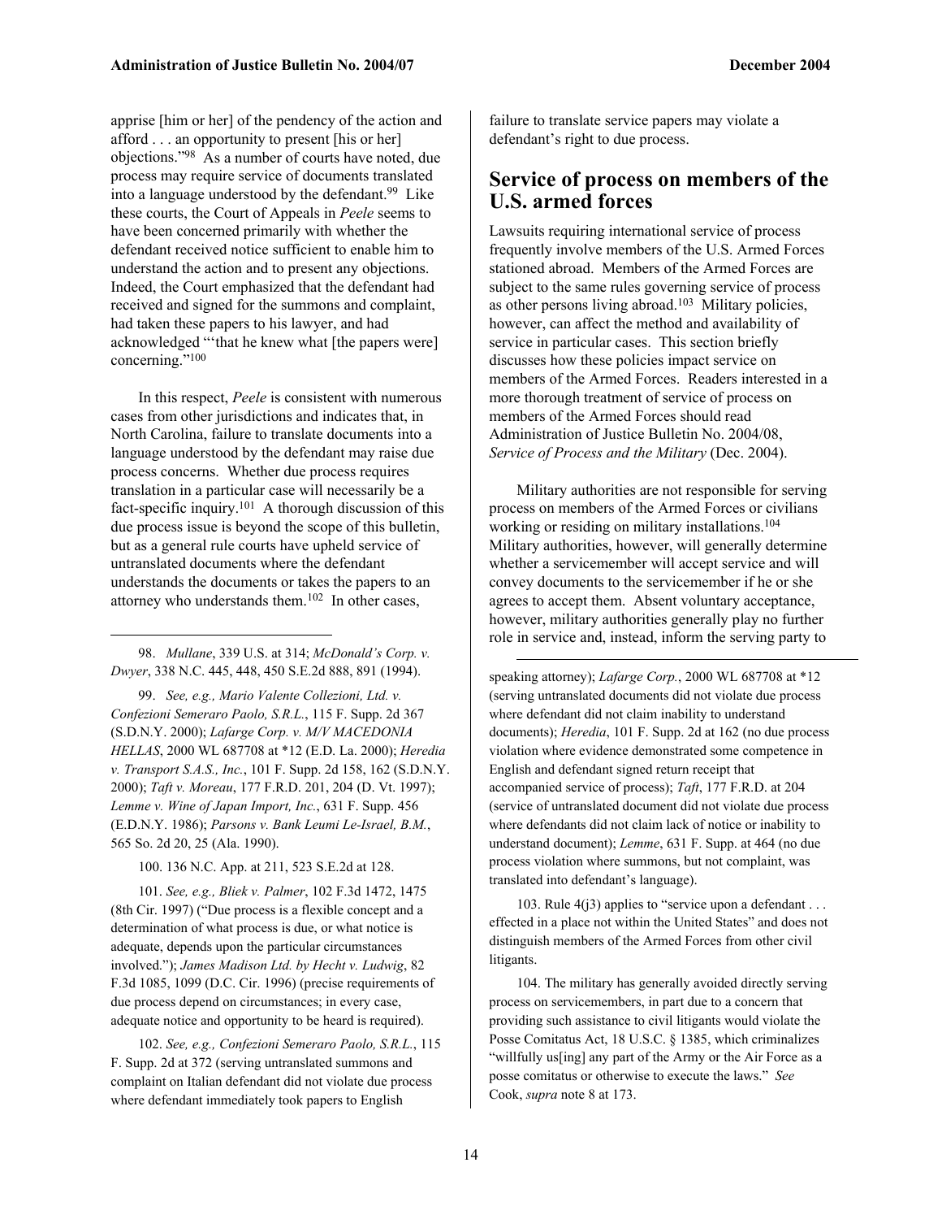apprise [him or her] of the pendency of the action and afford . . . an opportunity to present [his or her] objections."[98] As a number of courts have noted, due process may require service of documents translated into a language understood by the defendant.[99] Like these courts, the Court of Appeals in *Peele* seems to have been concerned primarily with whether the defendant received notice sufficient to enable him to understand the action and to present any objections. Indeed, the Court emphasized that the defendant had received and signed for the summons and complaint, had taken these papers to his lawyer, and had acknowledged "'that he knew what [the papers were] concerning."[100]

In this respect, *Peele* is consistent with numerous cases from other jurisdictions and indicates that, in North Carolina, failure to translate documents into a language understood by the defendant may raise due process concerns. Whether due process requires translation in a particular case will necessarily be a fact-specific inquiry.[101] A thorough discussion of this due process issue is beyond the scope of this bulletin, but as a general rule courts have upheld service of untranslated documents where the defendant understands the documents or takes the papers to an attorney who understands them.[102] In other cases, failure to translate service papers may violate a defendant's right to due process.

## Service of process on members of the U.S. armed forces

Lawsuits requiring international service of process frequently involve members of the U.S. Armed Forces stationed abroad. Members of the Armed Forces are subject to the same rules governing service of process as other persons living abroad.[103] Military policies, however, can affect the method and availability of service in particular cases. This section briefly discusses how these policies impact service on members of the Armed Forces. Readers interested in a more thorough treatment of service of process on members of the Armed Forces should read Administration of Justice Bulletin No. 2004/08, *Service of Process and the Military* (Dec. 2004).

Military authorities are not responsible for serving process on members of the Armed Forces or civilians working or residing on military installations.[104] Military authorities, however, will generally determine whether a servicemember will accept service and will convey documents to the servicemember if he or she agrees to accept them. Absent voluntary acceptance, however, military authorities generally play no further role in service and, instead, inform the serving party to

---

98. *Mullane*, 339 U.S. at 314; *McDonald's Corp. v. Dwyer*, 338 N.C. 445, 448, 450 S.E.2d 888, 891 (1994).

99. *See, e.g., Mario Valente Collezioni, Ltd. v. Confezioni Semeraro Paolo, S.R.L.*, 115 F. Supp. 2d 367 (S.D.N.Y. 2000); *Lafarge Corp. v. M/V MACEDONIA HELLAS*, 2000 WL 687708 at *12 (E.D. La. 2000); *Heredia v. Transport S.A.S., Inc.*, 101 F. Supp. 2d 158, 162 (S.D.N.Y. 2000); *Taft v. Moreau*, 177 F.R.D. 201, 204 (D. Vt. 1997); *Lemme v. Wine of Japan Import, Inc.*, 631 F. Supp. 456 (E.D.N.Y. 1986); *Parsons v. Bank Leumi Le-Israel, B.M.*, 565 So. 2d 20, 25 (Ala. 1990).

100. 136 N.C. App. at 211, 523 S.E.2d at 128.

101. *See, e.g., Bliek v. Palmer*, 102 F.3d 1472, 1475 (8th Cir. 1997) ("Due process is a flexible concept and a determination of what process is due, or what notice is adequate, depends upon the particular circumstances involved."); *James Madison Ltd. by Hecht v. Ludwig*, 82 F.3d 1085, 1099 (D.C. Cir. 1996) (precise requirements of due process depend on circumstances; in every case, adequate notice and opportunity to be heard is required).

102. *See, e.g., Confezioni Semeraro Paolo, S.R.L.*, 115 F. Supp. 2d at 372 (serving untranslated summons and complaint on Italian defendant did not violate due process where defendant immediately took papers to English speaking attorney); *Lafarge Corp.*, 2000 WL 687708 at *12 (serving untranslated documents did not violate due process where defendant did not claim inability to understand documents); *Heredia*, 101 F. Supp. 2d at 162 (no due process violation where evidence demonstrated some competence in English and defendant signed return receipt that accompanied service of process); *Taft*, 177 F.R.D. at 204 (service of untranslated document did not violate due process where defendants did not claim lack of notice or inability to understand document); *Lemme*, 631 F. Supp. at 464 (no due process violation where summons, but not complaint, was translated into defendant's language).

103. Rule 4(j3) applies to "service upon a defendant . . . effected in a place not within the United States" and does not distinguish members of the Armed Forces from other civil litigants.

104. The military has generally avoided directly serving process on servicemembers, in part due to a concern that providing such assistance to civil litigants would violate the Posse Comitatus Act, 18 U.S.C. § 1385, which criminalizes "willfully us[ing] any part of the Army or the Air Force as a posse comitatus or otherwise to execute the laws." *See* Cook, *supra* note 8 at 173.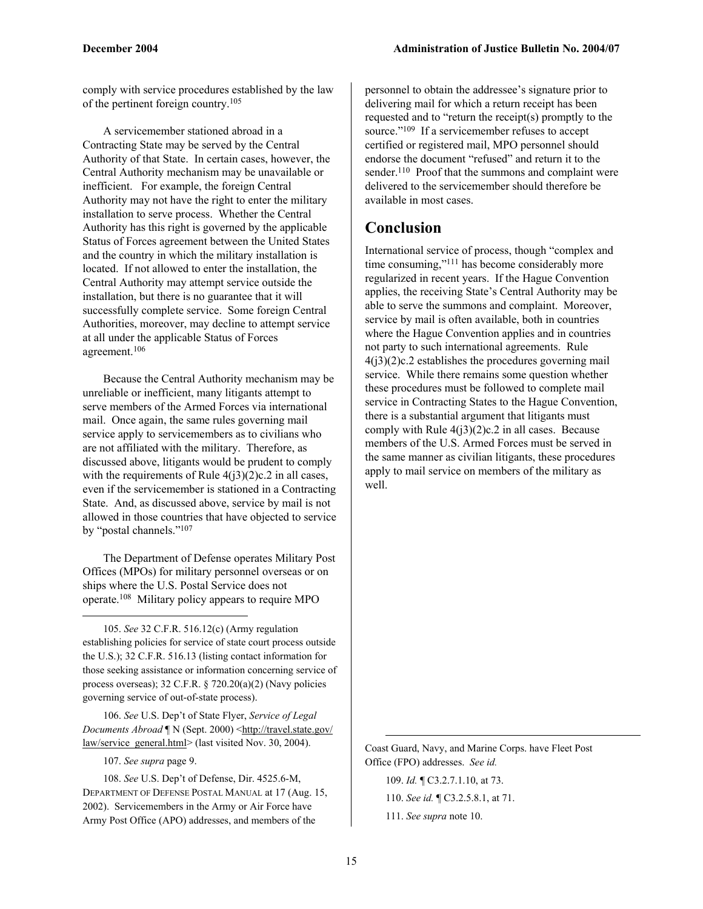comply with service procedures established by the law of the pertinent foreign country.[105]

A servicemember stationed abroad in a Contracting State may be served by the Central Authority of that State. In certain cases, however, the Central Authority mechanism may be unavailable or inefficient. For example, the foreign Central Authority may not have the right to enter the military installation to serve process. Whether the Central Authority has this right is governed by the applicable Status of Forces agreement between the United States and the country in which the military installation is located. If not allowed to enter the installation, the Central Authority may attempt service outside the installation, but there is no guarantee that it will successfully complete service. Some foreign Central Authorities, moreover, may decline to attempt service at all under the applicable Status of Forces agreement.[106]

Because the Central Authority mechanism may be unreliable or inefficient, many litigants attempt to serve members of the Armed Forces via international mail. Once again, the same rules governing mail service apply to servicemembers as to civilians who are not affiliated with the military. Therefore, as discussed above, litigants would be prudent to comply with the requirements of Rule 4(j3)(2)c.2 in all cases, even if the servicemember is stationed in a Contracting State. And, as discussed above, service by mail is not allowed in those countries that have objected to service by "postal channels."[107]

The Department of Defense operates Military Post Offices (MPOs) for military personnel overseas or on ships where the U.S. Postal Service does not operate.[108] Military policy appears to require MPO personnel to obtain the addressee's signature prior to delivering mail for which a return receipt has been requested and to "return the receipt(s) promptly to the source."[109] If a servicemember refuses to accept certified or registered mail, MPO personnel should endorse the document "refused" and return it to the sender.[110] Proof that the summons and complaint were delivered to the servicemember should therefore be available in most cases.

## Conclusion

International service of process, though "complex and time consuming,"[111] has become considerably more regularized in recent years. If the Hague Convention applies, the receiving State's Central Authority may be able to serve the summons and complaint. Moreover, service by mail is often available, both in countries where the Hague Convention applies and in countries not party to such international agreements. Rule 4(j3)(2)c.2 establishes the procedures governing mail service. While there remains some question whether these procedures must be followed to complete mail service in Contracting States to the Hague Convention, there is a substantial argument that litigants must comply with Rule 4(j3)(2)c.2 in all cases. Because members of the U.S. Armed Forces must be served in the same manner as civilian litigants, these procedures apply to mail service on members of the military as well.

---

105. *See* 32 C.F.R. 516.12(c) (Army regulation establishing policies for service of state court process outside the U.S.); 32 C.F.R. 516.13 (listing contact information for those seeking assistance or information concerning service of process overseas); 32 C.F.R. § 720.20(a)(2) (Navy policies governing service of out-of-state process).

106. *See* U.S. Dep't of State Flyer, *Service of Legal Documents Abroad* ¶ N (Sept. 2000) <http://travel.state.gov/law/service_general.html> (last visited Nov. 30, 2004).

107. *See supra* page 9.

108. *See* U.S. Dep't of Defense, Dir. 4525.6-M, DEPARTMENT OF DEFENSE POSTAL MANUAL at 17 (Aug. 15, 2002). Servicemembers in the Army or Air Force have Army Post Office (APO) addresses, and members of the Coast Guard, Navy, and Marine Corps. have Fleet Post Office (FPO) addresses. *See id.*

109. *Id.* ¶ C3.2.7.1.10, at 73.

110. *See id.* ¶ C3.2.5.8.1, at 71.

111. *See supra* note 10.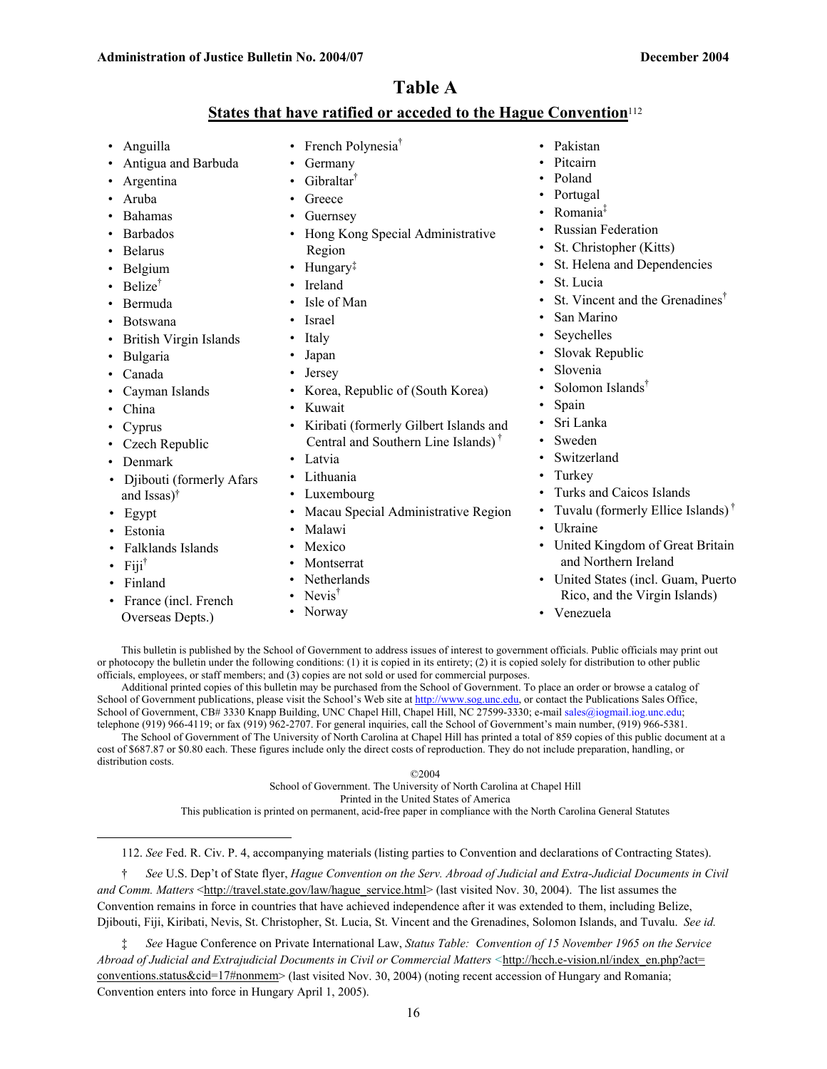# Table A

## States that have ratified or acceded to the Hague Convention[112]

- Anguilla
- Antigua and Barbuda
- Argentina
- Aruba
- Bahamas
- Barbados
- Belarus
- Belgium
- Belize[†]
- Bermuda
- Botswana
- British Virgin Islands
- Bulgaria
- Canada
- Cayman Islands
- China
- Cyprus
- Czech Republic
- Denmark
- Djibouti (formerly Afars and Issas)[†]
- Egypt
- Estonia
- Falklands Islands
- Fiji[†]
- Finland
- France (incl. French Overseas Depts.)
- French Polynesia[†]
- Germany
- Gibraltar[†]
- Greece
- Guernsey
- Hong Kong Special Administrative Region
- Hungary[‡]
- Ireland
- Isle of Man
- Israel
- Italy
- Japan
- Jersey
- Korea, Republic of (South Korea)
- Kuwait
- Kiribati (formerly Gilbert Islands and Central and Southern Line Islands)[†]
- Latvia
- Lithuania
- Luxembourg
- Macau Special Administrative Region
- Malawi
- Mexico
- Montserrat
- Netherlands
- Nevis[†]
- Norway
- Pakistan
- Pitcairn
- Poland
- Portugal
- Romania[‡]
- Russian Federation
- St. Christopher (Kitts)
- St. Helena and Dependencies
- St. Lucia
- St. Vincent and the Grenadines[†]
- San Marino
- Seychelles
- Slovak Republic
- Slovenia
- Solomon Islands[†]
- Spain
- Sri Lanka
- Sweden
- Switzerland
- Turkey
- Turks and Caicos Islands
- Tuvalu (formerly Ellice Islands)[†]
- Ukraine
- United Kingdom of Great Britain and Northern Ireland
- United States (incl. Guam, Puerto Rico, and the Virgin Islands)
- Venezuela

This bulletin is published by the School of Government to address issues of interest to government officials. Public officials may print out or photocopy the bulletin under the following conditions: (1) it is copied in its entirety; (2) it is copied solely for distribution to other public officials, employees, or staff members; and (3) copies are not sold or used for commercial purposes.

Additional printed copies of this bulletin may be purchased from the School of Government. To place an order or browse a catalog of School of Government publications, please visit the School's Web site at http://www.sog.unc.edu, or contact the Publications Sales Office, School of Government, CB# 3330 Knapp Building, UNC Chapel Hill, Chapel Hill, NC 27599-3330; e-mail sales@iogmail.iog.unc.edu; telephone (919) 966-4119; or fax (919) 962-2707. For general inquiries, call the School of Government's main number, (919) 966-5381.

The School of Government of The University of North Carolina at Chapel Hill has printed a total of 859 copies of this public document at a cost of $687.87 or $0.80 each. These figures include only the direct costs of reproduction. They do not include preparation, handling, or distribution costs.

©2004
School of Government. The University of North Carolina at Chapel Hill
Printed in the United States of America
This publication is printed on permanent, acid-free paper in compliance with the North Carolina General Statutes

---

112. *See* Fed. R. Civ. P. 4, accompanying materials (listing parties to Convention and declarations of Contracting States).

† *See* U.S. Dep't of State flyer, *Hague Convention on the Serv. Abroad of Judicial and Extra-Judicial Documents in Civil and Comm. Matters* <http://travel.state.gov/law/hague_service.html> (last visited Nov. 30, 2004). The list assumes the Convention remains in force in countries that have achieved independence after it was extended to them, including Belize, Djibouti, Fiji, Kiribati, Nevis, St. Christopher, St. Lucia, St. Vincent and the Grenadines, Solomon Islands, and Tuvalu. *See id.*

‡ *See* Hague Conference on Private International Law, *Status Table: Convention of 15 November 1965 on the Service Abroad of Judicial and Extrajudicial Documents in Civil or Commercial Matters* <http://hcch.e-vision.nl/index_en.php?act=conventions.status&cid=17#nonmem> (last visited Nov. 30, 2004) (noting recent accession of Hungary and Romania; Convention enters into force in Hungary April 1, 2005).